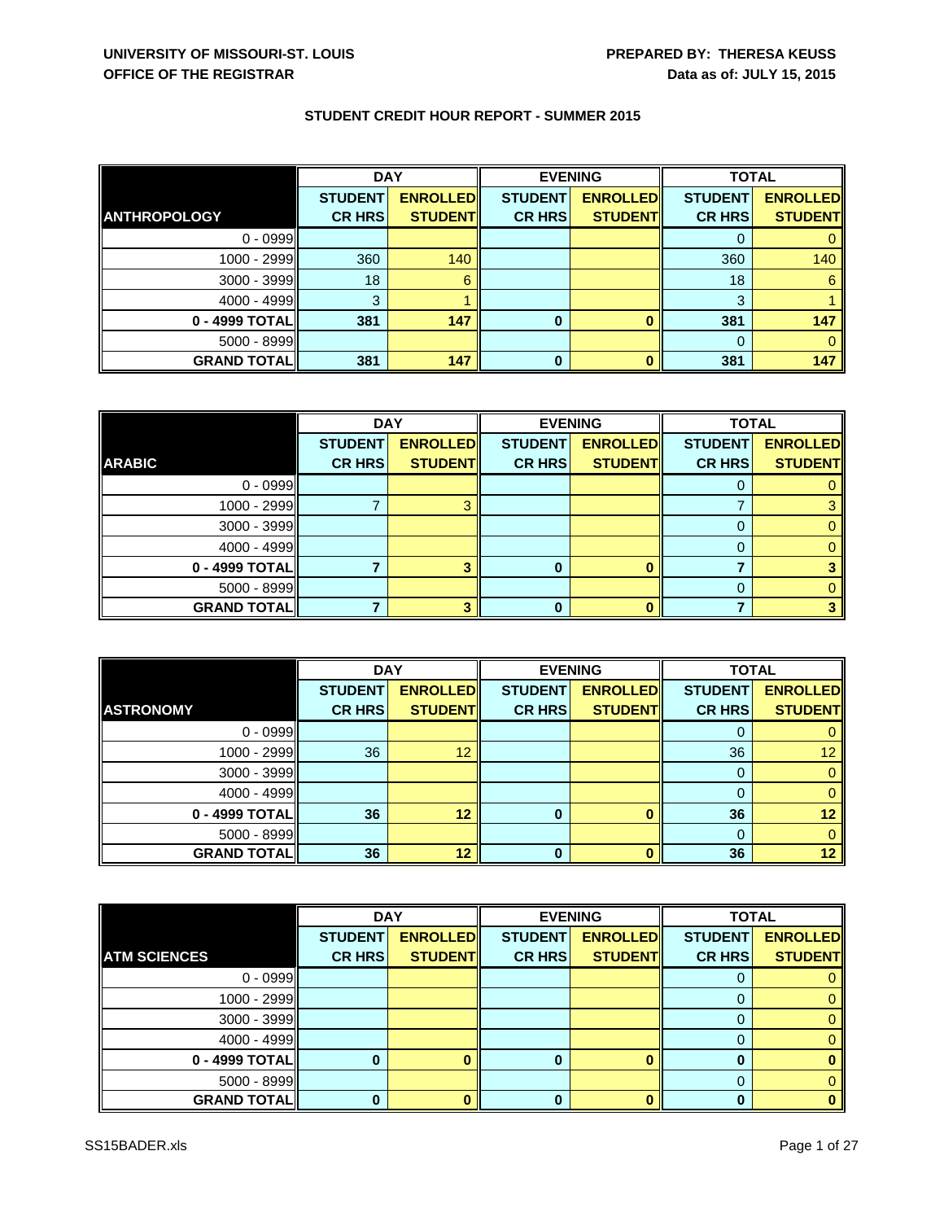**UNIVERSITY OF MISSOURI-ST. LOUIS**
**OFFICE OF THE REGISTRAR**

**PREPARED BY: THERESA KEUSS**
**Data as of: JULY 15, 2015**

## STUDENT CREDIT HOUR REPORT - SUMMER 2015

| | DAY | | EVENING | | TOTAL | |
|---|---|---|---|---|---|---|
| **ANTHROPOLOGY** | **STUDENT CR HRS** | **ENROLLED STUDENT** | **STUDENT CR HRS** | **ENROLLED STUDENT** | **STUDENT CR HRS** | **ENROLLED STUDENT** |
| 0 - 0999 | | | | | 0 | 0 |
| 1000 - 2999 | 360 | 140 | | | 360 | 140 |
| 3000 - 3999 | 18 | 6 | | | 18 | 6 |
| 4000 - 4999 | 3 | 1 | | | 3 | 1 |
| **0 - 4999 TOTAL** | **381** | **147** | **0** | **0** | **381** | **147** |
| 5000 - 8999 | | | | | 0 | 0 |
| **GRAND TOTAL** | **381** | **147** | **0** | **0** | **381** | **147** |

| | DAY | | EVENING | | TOTAL | |
|---|---|---|---|---|---|---|
| **ARABIC** | **STUDENT CR HRS** | **ENROLLED STUDENT** | **STUDENT CR HRS** | **ENROLLED STUDENT** | **STUDENT CR HRS** | **ENROLLED STUDENT** |
| 0 - 0999 | | | | | 0 | 0 |
| 1000 - 2999 | 7 | 3 | | | 7 | 3 |
| 3000 - 3999 | | | | | 0 | 0 |
| 4000 - 4999 | | | | | 0 | 0 |
| **0 - 4999 TOTAL** | **7** | **3** | **0** | **0** | **7** | **3** |
| 5000 - 8999 | | | | | 0 | 0 |
| **GRAND TOTAL** | **7** | **3** | **0** | **0** | **7** | **3** |

| | DAY | | EVENING | | TOTAL | |
|---|---|---|---|---|---|---|
| **ASTRONOMY** | **STUDENT CR HRS** | **ENROLLED STUDENT** | **STUDENT CR HRS** | **ENROLLED STUDENT** | **STUDENT CR HRS** | **ENROLLED STUDENT** |
| 0 - 0999 | | | | | 0 | 0 |
| 1000 - 2999 | 36 | 12 | | | 36 | 12 |
| 3000 - 3999 | | | | | 0 | 0 |
| 4000 - 4999 | | | | | 0 | 0 |
| **0 - 4999 TOTAL** | **36** | **12** | **0** | **0** | **36** | **12** |
| 5000 - 8999 | | | | | 0 | 0 |
| **GRAND TOTAL** | **36** | **12** | **0** | **0** | **36** | **12** |

| | DAY | | EVENING | | TOTAL | |
|---|---|---|---|---|---|---|
| **ATM SCIENCES** | **STUDENT CR HRS** | **ENROLLED STUDENT** | **STUDENT CR HRS** | **ENROLLED STUDENT** | **STUDENT CR HRS** | **ENROLLED STUDENT** |
| 0 - 0999 | | | | | 0 | 0 |
| 1000 - 2999 | | | | | 0 | 0 |
| 3000 - 3999 | | | | | 0 | 0 |
| 4000 - 4999 | | | | | 0 | 0 |
| **0 - 4999 TOTAL** | **0** | **0** | **0** | **0** | **0** | **0** |
| 5000 - 8999 | | | | | 0 | 0 |
| **GRAND TOTAL** | **0** | **0** | **0** | **0** | **0** | **0** |

SS15BADER.xls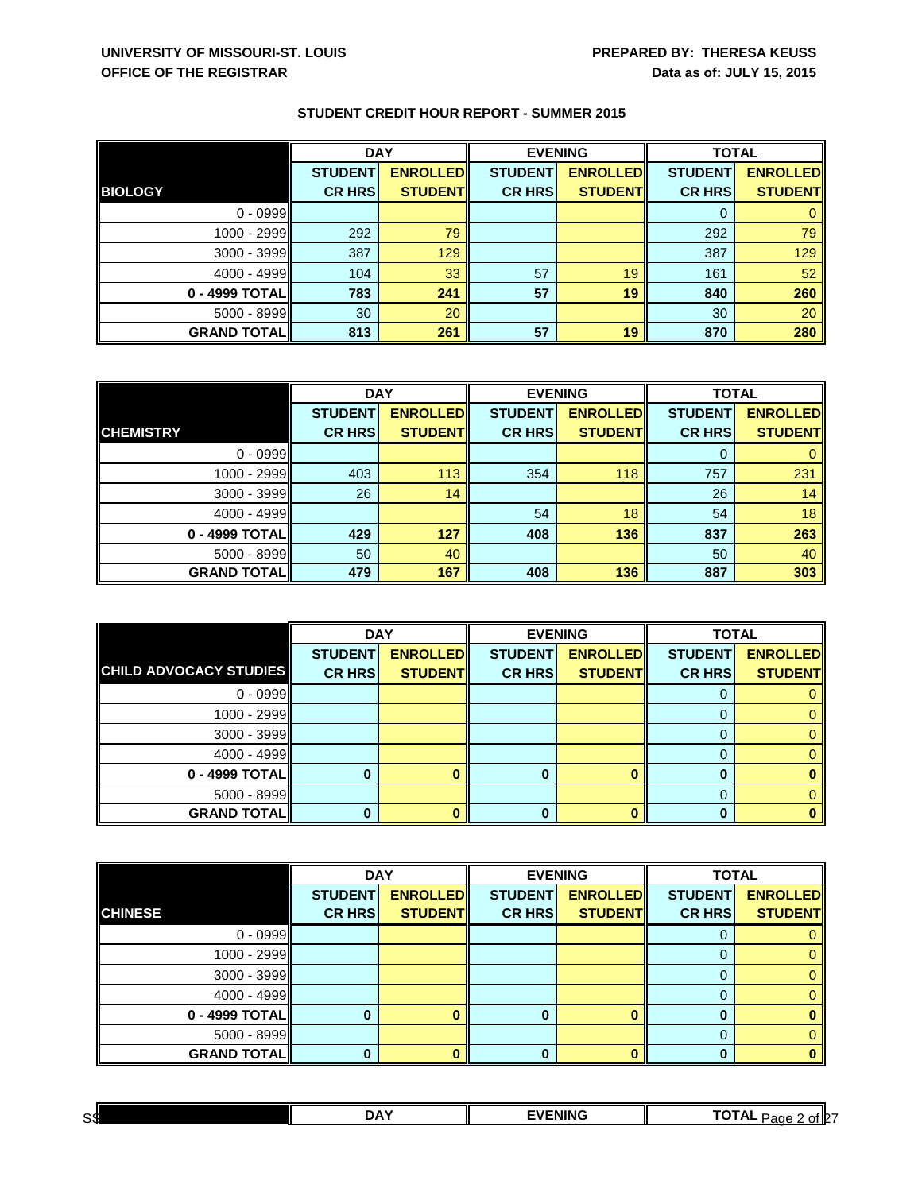**UNIVERSITY OF MISSOURI-ST. LOUIS**
**OFFICE OF THE REGISTRAR**

**PREPARED BY: THERESA KEUSS**
**Data as of: JULY 15, 2015**

## STUDENT CREDIT HOUR REPORT - SUMMER 2015

| | DAY | | EVENING | | TOTAL | |
|---|---|---|---|---|---|---|
| **BIOLOGY** | **STUDENT CR HRS** | **ENROLLED STUDENT** | **STUDENT CR HRS** | **ENROLLED STUDENT** | **STUDENT CR HRS** | **ENROLLED STUDENT** |
| 0 - 0999 | | | | | 0 | 0 |
| 1000 - 2999 | 292 | 79 | | | 292 | 79 |
| 3000 - 3999 | 387 | 129 | | | 387 | 129 |
| 4000 - 4999 | 104 | 33 | 57 | 19 | 161 | 52 |
| **0 - 4999 TOTAL** | **783** | **241** | **57** | **19** | **840** | **260** |
| 5000 - 8999 | 30 | 20 | | | 30 | 20 |
| **GRAND TOTAL** | **813** | **261** | **57** | **19** | **870** | **280** |

| | DAY | | EVENING | | TOTAL | |
|---|---|---|---|---|---|---|
| **CHEMISTRY** | **STUDENT CR HRS** | **ENROLLED STUDENT** | **STUDENT CR HRS** | **ENROLLED STUDENT** | **STUDENT CR HRS** | **ENROLLED STUDENT** |
| 0 - 0999 | | | | | 0 | 0 |
| 1000 - 2999 | 403 | 113 | 354 | 118 | 757 | 231 |
| 3000 - 3999 | 26 | 14 | | | 26 | 14 |
| 4000 - 4999 | | | 54 | 18 | 54 | 18 |
| **0 - 4999 TOTAL** | **429** | **127** | **408** | **136** | **837** | **263** |
| 5000 - 8999 | 50 | 40 | | | 50 | 40 |
| **GRAND TOTAL** | **479** | **167** | **408** | **136** | **887** | **303** |

| | DAY | | EVENING | | TOTAL | |
|---|---|---|---|---|---|---|
| **CHILD ADVOCACY STUDIES** | **STUDENT CR HRS** | **ENROLLED STUDENT** | **STUDENT CR HRS** | **ENROLLED STUDENT** | **STUDENT CR HRS** | **ENROLLED STUDENT** |
| 0 - 0999 | | | | | 0 | 0 |
| 1000 - 2999 | | | | | 0 | 0 |
| 3000 - 3999 | | | | | 0 | 0 |
| 4000 - 4999 | | | | | 0 | 0 |
| **0 - 4999 TOTAL** | **0** | **0** | **0** | **0** | **0** | **0** |
| 5000 - 8999 | | | | | 0 | 0 |
| **GRAND TOTAL** | **0** | **0** | **0** | **0** | **0** | **0** |

| | DAY | | EVENING | | TOTAL | |
|---|---|---|---|---|---|---|
| **CHINESE** | **STUDENT CR HRS** | **ENROLLED STUDENT** | **STUDENT CR HRS** | **ENROLLED STUDENT** | **STUDENT CR HRS** | **ENROLLED STUDENT** |
| 0 - 0999 | | | | | 0 | 0 |
| 1000 - 2999 | | | | | 0 | 0 |
| 3000 - 3999 | | | | | 0 | 0 |
| 4000 - 4999 | | | | | 0 | 0 |
| **0 - 4999 TOTAL** | **0** | **0** | **0** | **0** | **0** | **0** |
| 5000 - 8999 | | | | | 0 | 0 |
| **GRAND TOTAL** | **0** | **0** | **0** | **0** | **0** | **0** |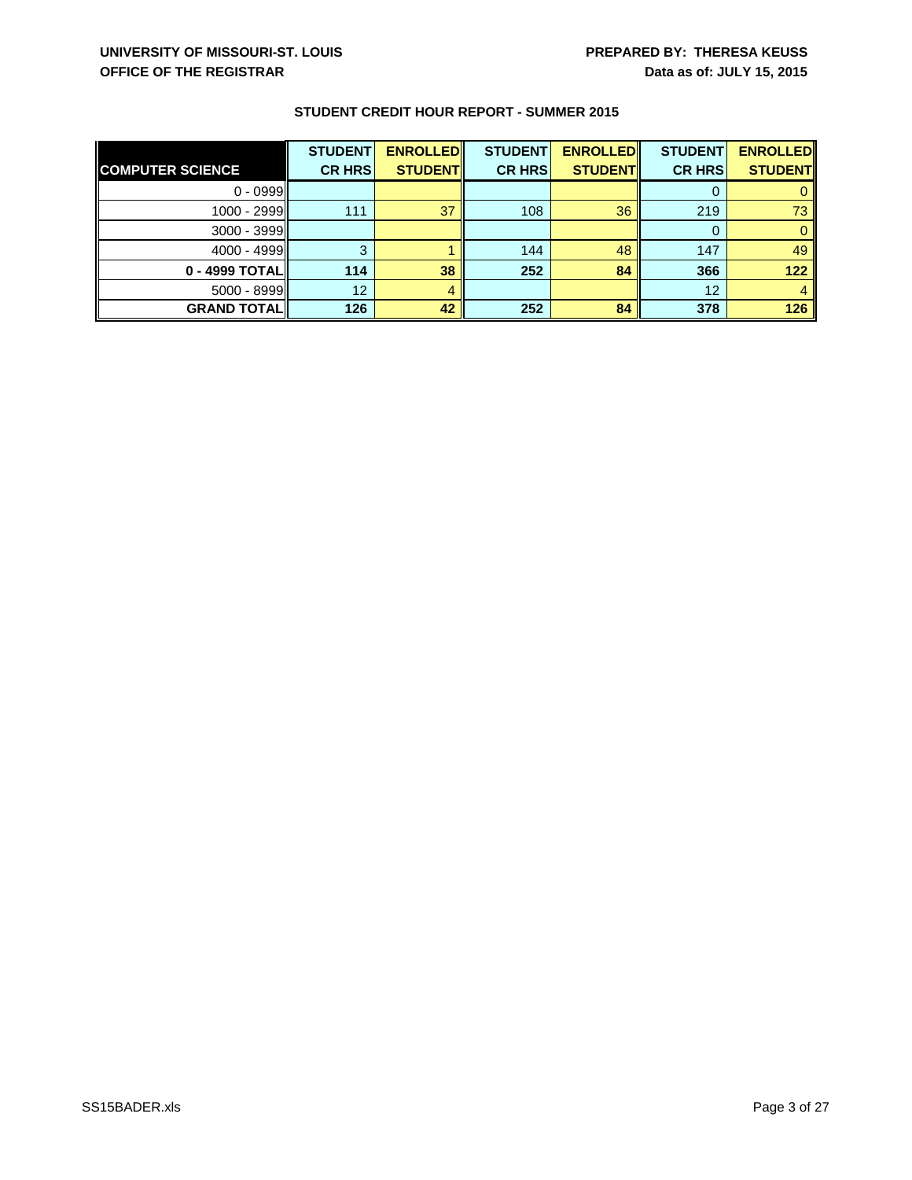UNIVERSITY OF MISSOURI-ST. LOUIS
OFFICE OF THE REGISTRAR

PREPARED BY: THERESA KEUSS
Data as of: JULY 15, 2015

## STUDENT CREDIT HOUR REPORT - SUMMER 2015

| COMPUTER SCIENCE | STUDENT CR HRS | ENROLLED STUDENT | STUDENT CR HRS | ENROLLED STUDENT | STUDENT CR HRS | ENROLLED STUDENT |
|---|---|---|---|---|---|---|
| 0 - 0999 | | | | | 0 | 0 |
| 1000 - 2999 | 111 | 37 | 108 | 36 | 219 | 73 |
| 3000 - 3999 | | | | | 0 | 0 |
| 4000 - 4999 | 3 | 1 | 144 | 48 | 147 | 49 |
| **0 - 4999 TOTAL** | **114** | **38** | **252** | **84** | **366** | **122** |
| 5000 - 8999 | 12 | 4 | | | 12 | 4 |
| **GRAND TOTAL** | **126** | **42** | **252** | **84** | **378** | **126** |

SS15BADER.xls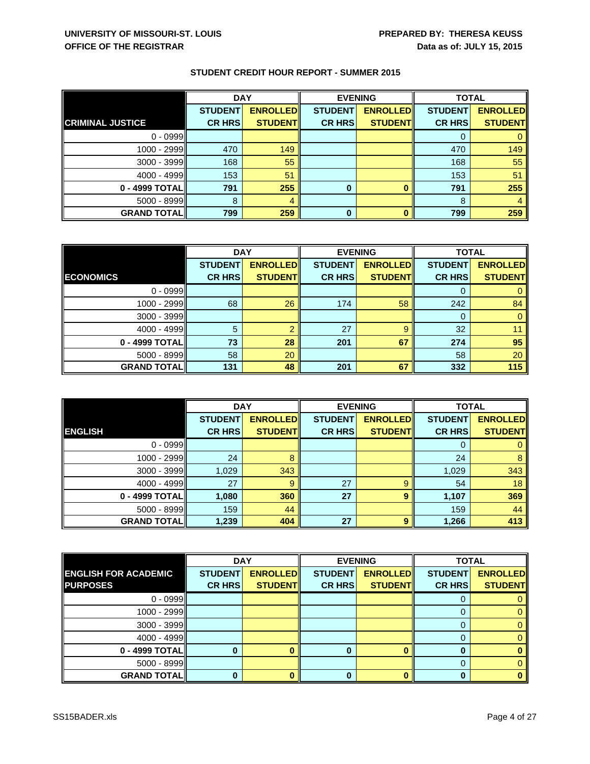UNIVERSITY OF MISSOURI-ST. LOUIS
OFFICE OF THE REGISTRAR

PREPARED BY: THERESA KEUSS
Data as of: JULY 15, 2015

## STUDENT CREDIT HOUR REPORT - SUMMER 2015

| | DAY | | EVENING | | TOTAL | |
|---|---|---|---|---|---|---|
| **CRIMINAL JUSTICE** | **STUDENT CR HRS** | **ENROLLED STUDENT** | **STUDENT CR HRS** | **ENROLLED STUDENT** | **STUDENT CR HRS** | **ENROLLED STUDENT** |
| 0 - 0999 | | | | | 0 | 0 |
| 1000 - 2999 | 470 | 149 | | | 470 | 149 |
| 3000 - 3999 | 168 | 55 | | | 168 | 55 |
| 4000 - 4999 | 153 | 51 | | | 153 | 51 |
| **0 - 4999 TOTAL** | **791** | **255** | **0** | **0** | **791** | **255** |
| 5000 - 8999 | 8 | 4 | | | 8 | 4 |
| **GRAND TOTAL** | **799** | **259** | **0** | **0** | **799** | **259** |

| | DAY | | EVENING | | TOTAL | |
|---|---|---|---|---|---|---|
| **ECONOMICS** | **STUDENT CR HRS** | **ENROLLED STUDENT** | **STUDENT CR HRS** | **ENROLLED STUDENT** | **STUDENT CR HRS** | **ENROLLED STUDENT** |
| 0 - 0999 | | | | | 0 | 0 |
| 1000 - 2999 | 68 | 26 | 174 | 58 | 242 | 84 |
| 3000 - 3999 | | | | | 0 | 0 |
| 4000 - 4999 | 5 | 2 | 27 | 9 | 32 | 11 |
| **0 - 4999 TOTAL** | **73** | **28** | **201** | **67** | **274** | **95** |
| 5000 - 8999 | 58 | 20 | | | 58 | 20 |
| **GRAND TOTAL** | **131** | **48** | **201** | **67** | **332** | **115** |

| | DAY | | EVENING | | TOTAL | |
|---|---|---|---|---|---|---|
| **ENGLISH** | **STUDENT CR HRS** | **ENROLLED STUDENT** | **STUDENT CR HRS** | **ENROLLED STUDENT** | **STUDENT CR HRS** | **ENROLLED STUDENT** |
| 0 - 0999 | | | | | 0 | 0 |
| 1000 - 2999 | 24 | 8 | | | 24 | 8 |
| 3000 - 3999 | 1,029 | 343 | | | 1,029 | 343 |
| 4000 - 4999 | 27 | 9 | 27 | 9 | 54 | 18 |
| **0 - 4999 TOTAL** | **1,080** | **360** | **27** | **9** | **1,107** | **369** |
| 5000 - 8999 | 159 | 44 | | | 159 | 44 |
| **GRAND TOTAL** | **1,239** | **404** | **27** | **9** | **1,266** | **413** |

| | DAY | | EVENING | | TOTAL | |
|---|---|---|---|---|---|---|
| **ENGLISH FOR ACADEMIC PURPOSES** | **STUDENT CR HRS** | **ENROLLED STUDENT** | **STUDENT CR HRS** | **ENROLLED STUDENT** | **STUDENT CR HRS** | **ENROLLED STUDENT** |
| 0 - 0999 | | | | | 0 | 0 |
| 1000 - 2999 | | | | | 0 | 0 |
| 3000 - 3999 | | | | | 0 | 0 |
| 4000 - 4999 | | | | | 0 | 0 |
| **0 - 4999 TOTAL** | **0** | **0** | **0** | **0** | **0** | **0** |
| 5000 - 8999 | | | | | 0 | 0 |
| **GRAND TOTAL** | **0** | **0** | **0** | **0** | **0** | **0** |

SS15BADER.xls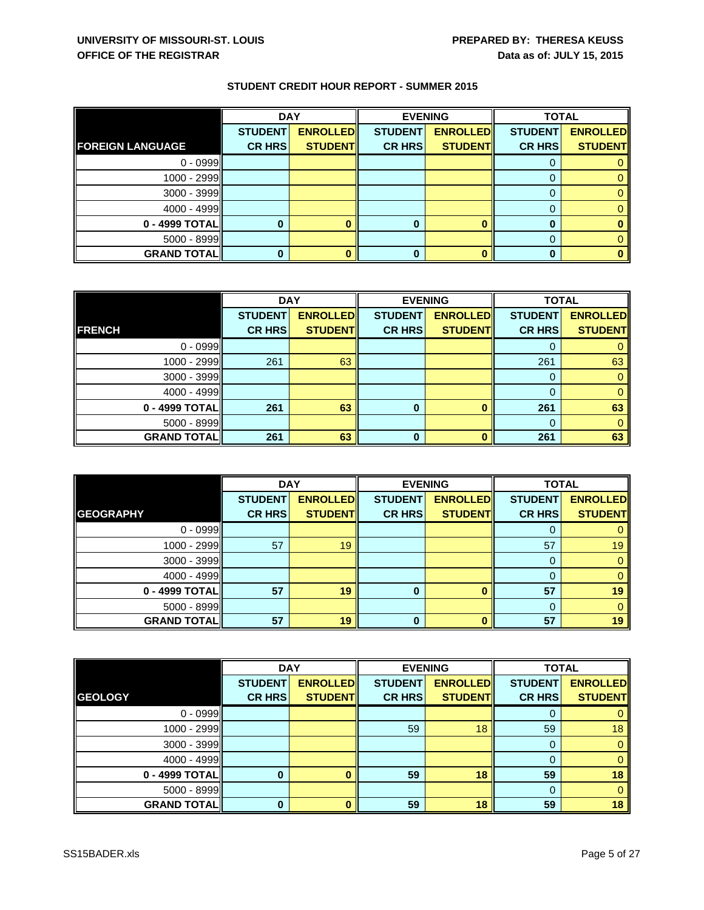UNIVERSITY OF MISSOURI-ST. LOUIS
OFFICE OF THE REGISTRAR

PREPARED BY: THERESA KEUSS
Data as of: JULY 15, 2015

## STUDENT CREDIT HOUR REPORT - SUMMER 2015

| | DAY | | EVENING | | TOTAL | |
|---|---|---|---|---|---|---|
| **FOREIGN LANGUAGE** | **STUDENT CR HRS** | **ENROLLED STUDENT** | **STUDENT CR HRS** | **ENROLLED STUDENT** | **STUDENT CR HRS** | **ENROLLED STUDENT** |
| 0 - 0999 | | | | | 0 | 0 |
| 1000 - 2999 | | | | | 0 | 0 |
| 3000 - 3999 | | | | | 0 | 0 |
| 4000 - 4999 | | | | | 0 | 0 |
| **0 - 4999 TOTAL** | **0** | **0** | **0** | **0** | **0** | **0** |
| 5000 - 8999 | | | | | 0 | 0 |
| **GRAND TOTAL** | **0** | **0** | **0** | **0** | **0** | **0** |

| | DAY | | EVENING | | TOTAL | |
|---|---|---|---|---|---|---|
| **FRENCH** | **STUDENT CR HRS** | **ENROLLED STUDENT** | **STUDENT CR HRS** | **ENROLLED STUDENT** | **STUDENT CR HRS** | **ENROLLED STUDENT** |
| 0 - 0999 | | | | | 0 | 0 |
| 1000 - 2999 | 261 | 63 | | | 261 | 63 |
| 3000 - 3999 | | | | | 0 | 0 |
| 4000 - 4999 | | | | | 0 | 0 |
| **0 - 4999 TOTAL** | **261** | **63** | **0** | **0** | **261** | **63** |
| 5000 - 8999 | | | | | 0 | 0 |
| **GRAND TOTAL** | **261** | **63** | **0** | **0** | **261** | **63** |

| | DAY | | EVENING | | TOTAL | |
|---|---|---|---|---|---|---|
| **GEOGRAPHY** | **STUDENT CR HRS** | **ENROLLED STUDENT** | **STUDENT CR HRS** | **ENROLLED STUDENT** | **STUDENT CR HRS** | **ENROLLED STUDENT** |
| 0 - 0999 | | | | | 0 | 0 |
| 1000 - 2999 | 57 | 19 | | | 57 | 19 |
| 3000 - 3999 | | | | | 0 | 0 |
| 4000 - 4999 | | | | | 0 | 0 |
| **0 - 4999 TOTAL** | **57** | **19** | **0** | **0** | **57** | **19** |
| 5000 - 8999 | | | | | 0 | 0 |
| **GRAND TOTAL** | **57** | **19** | **0** | **0** | **57** | **19** |

| | DAY | | EVENING | | TOTAL | |
|---|---|---|---|---|---|---|
| **GEOLOGY** | **STUDENT CR HRS** | **ENROLLED STUDENT** | **STUDENT CR HRS** | **ENROLLED STUDENT** | **STUDENT CR HRS** | **ENROLLED STUDENT** |
| 0 - 0999 | | | | | 0 | 0 |
| 1000 - 2999 | | | 59 | 18 | 59 | 18 |
| 3000 - 3999 | | | | | 0 | 0 |
| 4000 - 4999 | | | | | 0 | 0 |
| **0 - 4999 TOTAL** | **0** | **0** | **59** | **18** | **59** | **18** |
| 5000 - 8999 | | | | | 0 | 0 |
| **GRAND TOTAL** | **0** | **0** | **59** | **18** | **59** | **18** |

SS15BADER.xls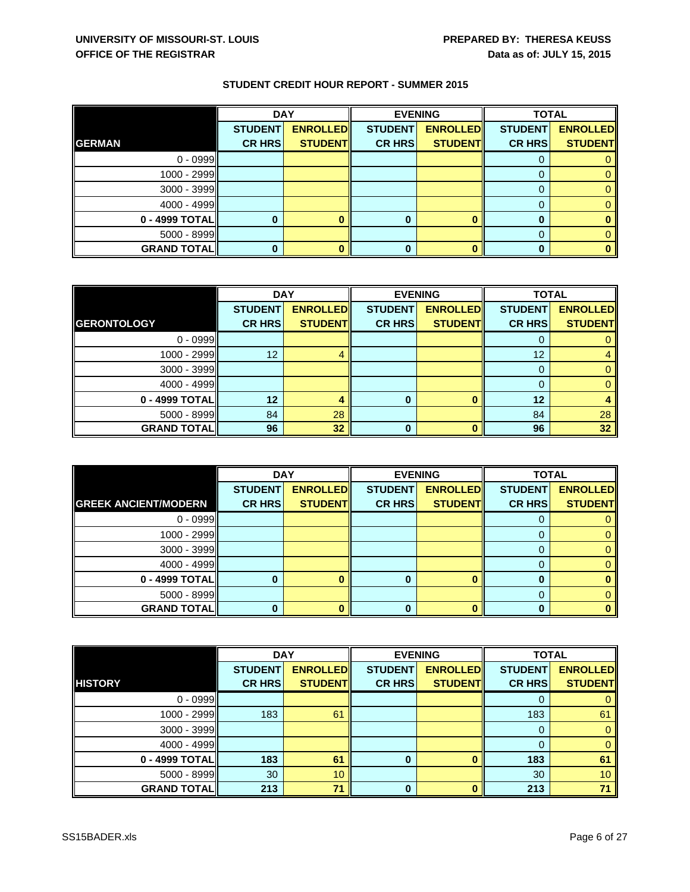UNIVERSITY OF MISSOURI-ST. LOUIS
OFFICE OF THE REGISTRAR

PREPARED BY: THERESA KEUSS
Data as of: JULY 15, 2015

## STUDENT CREDIT HOUR REPORT - SUMMER 2015

| | DAY | | EVENING | | TOTAL | |
|---|---|---|---|---|---|---|
| **GERMAN** | **STUDENT CR HRS** | **ENROLLED STUDENT** | **STUDENT CR HRS** | **ENROLLED STUDENT** | **STUDENT CR HRS** | **ENROLLED STUDENT** |
| 0 - 0999 | | | | | 0 | 0 |
| 1000 - 2999 | | | | | 0 | 0 |
| 3000 - 3999 | | | | | 0 | 0 |
| 4000 - 4999 | | | | | 0 | 0 |
| **0 - 4999 TOTAL** | **0** | **0** | **0** | **0** | **0** | **0** |
| 5000 - 8999 | | | | | 0 | 0 |
| **GRAND TOTAL** | **0** | **0** | **0** | **0** | **0** | **0** |

| | DAY | | EVENING | | TOTAL | |
|---|---|---|---|---|---|---|
| **GERONTOLOGY** | **STUDENT CR HRS** | **ENROLLED STUDENT** | **STUDENT CR HRS** | **ENROLLED STUDENT** | **STUDENT CR HRS** | **ENROLLED STUDENT** |
| 0 - 0999 | | | | | 0 | 0 |
| 1000 - 2999 | 12 | 4 | | | 12 | 4 |
| 3000 - 3999 | | | | | 0 | 0 |
| 4000 - 4999 | | | | | 0 | 0 |
| **0 - 4999 TOTAL** | **12** | **4** | **0** | **0** | **12** | **4** |
| 5000 - 8999 | 84 | 28 | | | 84 | 28 |
| **GRAND TOTAL** | **96** | **32** | **0** | **0** | **96** | **32** |

| | DAY | | EVENING | | TOTAL | |
|---|---|---|---|---|---|---|
| **GREEK ANCIENT/MODERN** | **STUDENT CR HRS** | **ENROLLED STUDENT** | **STUDENT CR HRS** | **ENROLLED STUDENT** | **STUDENT CR HRS** | **ENROLLED STUDENT** |
| 0 - 0999 | | | | | 0 | 0 |
| 1000 - 2999 | | | | | 0 | 0 |
| 3000 - 3999 | | | | | 0 | 0 |
| 4000 - 4999 | | | | | 0 | 0 |
| **0 - 4999 TOTAL** | **0** | **0** | **0** | **0** | **0** | **0** |
| 5000 - 8999 | | | | | 0 | 0 |
| **GRAND TOTAL** | **0** | **0** | **0** | **0** | **0** | **0** |

| | DAY | | EVENING | | TOTAL | |
|---|---|---|---|---|---|---|
| **HISTORY** | **STUDENT CR HRS** | **ENROLLED STUDENT** | **STUDENT CR HRS** | **ENROLLED STUDENT** | **STUDENT CR HRS** | **ENROLLED STUDENT** |
| 0 - 0999 | | | | | 0 | 0 |
| 1000 - 2999 | 183 | 61 | | | 183 | 61 |
| 3000 - 3999 | | | | | 0 | 0 |
| 4000 - 4999 | | | | | 0 | 0 |
| **0 - 4999 TOTAL** | **183** | **61** | **0** | **0** | **183** | **61** |
| 5000 - 8999 | 30 | 10 | | | 30 | 10 |
| **GRAND TOTAL** | **213** | **71** | **0** | **0** | **213** | **71** |

SS15BADER.xls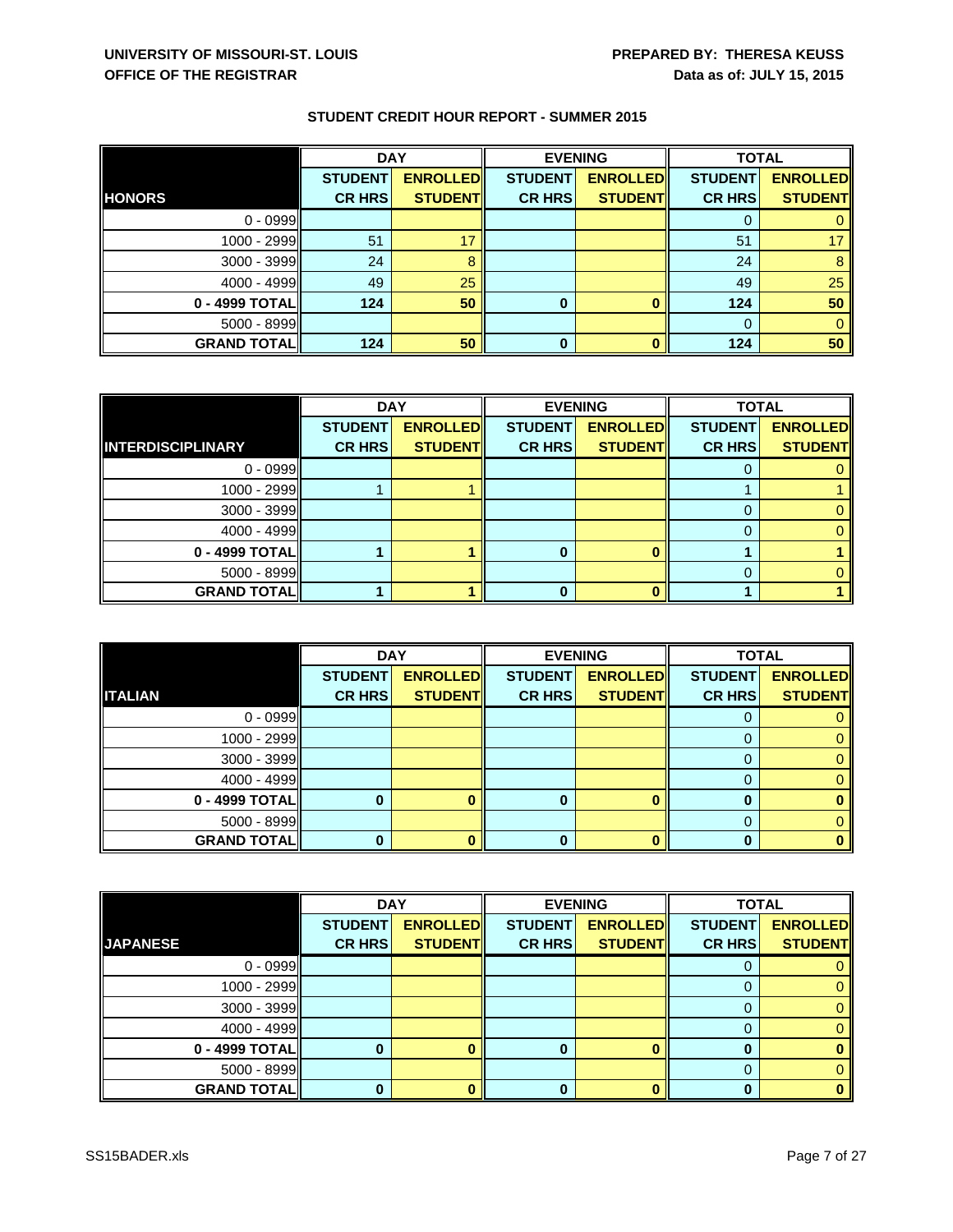UNIVERSITY OF MISSOURI-ST. LOUIS
OFFICE OF THE REGISTRAR

PREPARED BY: THERESA KEUSS
Data as of: JULY 15, 2015

## STUDENT CREDIT HOUR REPORT - SUMMER 2015

| | DAY | | EVENING | | TOTAL | |
|---|---|---|---|---|---|---|
| **HONORS** | **STUDENT CR HRS** | **ENROLLED STUDENT** | **STUDENT CR HRS** | **ENROLLED STUDENT** | **STUDENT CR HRS** | **ENROLLED STUDENT** |
| 0 - 0999 | | | | | 0 | 0 |
| 1000 - 2999 | 51 | 17 | | | 51 | 17 |
| 3000 - 3999 | 24 | 8 | | | 24 | 8 |
| 4000 - 4999 | 49 | 25 | | | 49 | 25 |
| **0 - 4999 TOTAL** | **124** | **50** | **0** | **0** | **124** | **50** |
| 5000 - 8999 | | | | | 0 | 0 |
| **GRAND TOTAL** | **124** | **50** | **0** | **0** | **124** | **50** |

| | DAY | | EVENING | | TOTAL | |
|---|---|---|---|---|---|---|
| **INTERDISCIPLINARY** | **STUDENT CR HRS** | **ENROLLED STUDENT** | **STUDENT CR HRS** | **ENROLLED STUDENT** | **STUDENT CR HRS** | **ENROLLED STUDENT** |
| 0 - 0999 | | | | | 0 | 0 |
| 1000 - 2999 | 1 | 1 | | | 1 | 1 |
| 3000 - 3999 | | | | | 0 | 0 |
| 4000 - 4999 | | | | | 0 | 0 |
| **0 - 4999 TOTAL** | **1** | **1** | **0** | **0** | **1** | **1** |
| 5000 - 8999 | | | | | 0 | 0 |
| **GRAND TOTAL** | **1** | **1** | **0** | **0** | **1** | **1** |

| | DAY | | EVENING | | TOTAL | |
|---|---|---|---|---|---|---|
| **ITALIAN** | **STUDENT CR HRS** | **ENROLLED STUDENT** | **STUDENT CR HRS** | **ENROLLED STUDENT** | **STUDENT CR HRS** | **ENROLLED STUDENT** |
| 0 - 0999 | | | | | 0 | 0 |
| 1000 - 2999 | | | | | 0 | 0 |
| 3000 - 3999 | | | | | 0 | 0 |
| 4000 - 4999 | | | | | 0 | 0 |
| **0 - 4999 TOTAL** | **0** | **0** | **0** | **0** | **0** | **0** |
| 5000 - 8999 | | | | | 0 | 0 |
| **GRAND TOTAL** | **0** | **0** | **0** | **0** | **0** | **0** |

| | DAY | | EVENING | | TOTAL | |
|---|---|---|---|---|---|---|
| **JAPANESE** | **STUDENT CR HRS** | **ENROLLED STUDENT** | **STUDENT CR HRS** | **ENROLLED STUDENT** | **STUDENT CR HRS** | **ENROLLED STUDENT** |
| 0 - 0999 | | | | | 0 | 0 |
| 1000 - 2999 | | | | | 0 | 0 |
| 3000 - 3999 | | | | | 0 | 0 |
| 4000 - 4999 | | | | | 0 | 0 |
| **0 - 4999 TOTAL** | **0** | **0** | **0** | **0** | **0** | **0** |
| 5000 - 8999 | | | | | 0 | 0 |
| **GRAND TOTAL** | **0** | **0** | **0** | **0** | **0** | **0** |

SS15BADER.xls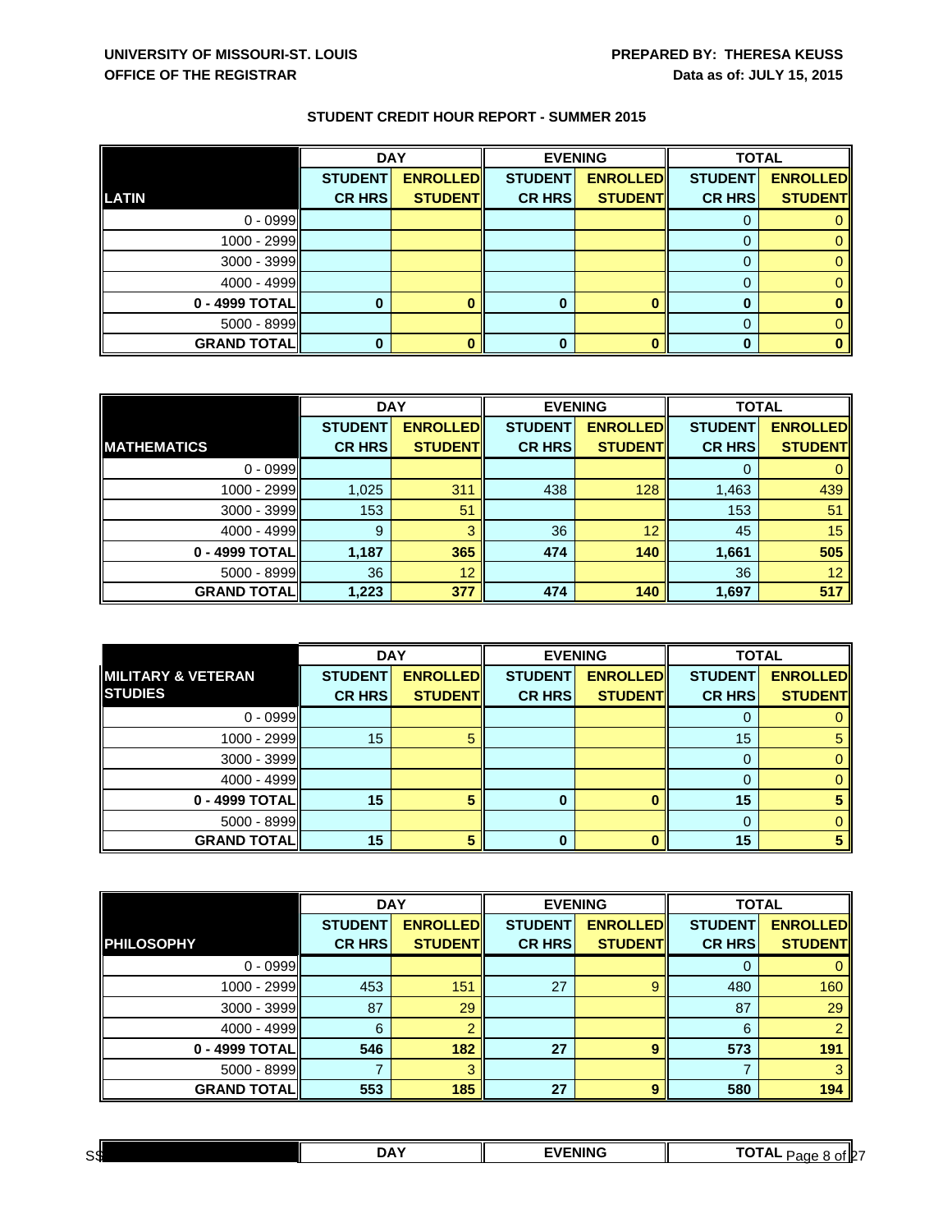**UNIVERSITY OF MISSOURI-ST. LOUIS**
**OFFICE OF THE REGISTRAR**

**PREPARED BY: THERESA KEUSS**
**Data as of: JULY 15, 2015**

## STUDENT CREDIT HOUR REPORT - SUMMER 2015

| | DAY | | EVENING | | TOTAL | |
|---|---|---|---|---|---|---|
| **LATIN** | **STUDENT CR HRS** | **ENROLLED STUDENT** | **STUDENT CR HRS** | **ENROLLED STUDENT** | **STUDENT CR HRS** | **ENROLLED STUDENT** |
| 0 - 0999 | | | | | 0 | 0 |
| 1000 - 2999 | | | | | 0 | 0 |
| 3000 - 3999 | | | | | 0 | 0 |
| 4000 - 4999 | | | | | 0 | 0 |
| **0 - 4999 TOTAL** | **0** | **0** | **0** | **0** | **0** | **0** |
| 5000 - 8999 | | | | | 0 | 0 |
| **GRAND TOTAL** | **0** | **0** | **0** | **0** | **0** | **0** |

| | DAY | | EVENING | | TOTAL | |
|---|---|---|---|---|---|---|
| **MATHEMATICS** | **STUDENT CR HRS** | **ENROLLED STUDENT** | **STUDENT CR HRS** | **ENROLLED STUDENT** | **STUDENT CR HRS** | **ENROLLED STUDENT** |
| 0 - 0999 | | | | | 0 | 0 |
| 1000 - 2999 | 1,025 | 311 | 438 | 128 | 1,463 | 439 |
| 3000 - 3999 | 153 | 51 | | | 153 | 51 |
| 4000 - 4999 | 9 | 3 | 36 | 12 | 45 | 15 |
| **0 - 4999 TOTAL** | **1,187** | **365** | **474** | **140** | **1,661** | **505** |
| 5000 - 8999 | 36 | 12 | | | 36 | 12 |
| **GRAND TOTAL** | **1,223** | **377** | **474** | **140** | **1,697** | **517** |

| | DAY | | EVENING | | TOTAL | |
|---|---|---|---|---|---|---|
| **MILITARY & VETERAN STUDIES** | **STUDENT CR HRS** | **ENROLLED STUDENT** | **STUDENT CR HRS** | **ENROLLED STUDENT** | **STUDENT CR HRS** | **ENROLLED STUDENT** |
| 0 - 0999 | | | | | 0 | 0 |
| 1000 - 2999 | 15 | 5 | | | 15 | 5 |
| 3000 - 3999 | | | | | 0 | 0 |
| 4000 - 4999 | | | | | 0 | 0 |
| **0 - 4999 TOTAL** | **15** | **5** | **0** | **0** | **15** | **5** |
| 5000 - 8999 | | | | | 0 | 0 |
| **GRAND TOTAL** | **15** | **5** | **0** | **0** | **15** | **5** |

| | DAY | | EVENING | | TOTAL | |
|---|---|---|---|---|---|---|
| **PHILOSOPHY** | **STUDENT CR HRS** | **ENROLLED STUDENT** | **STUDENT CR HRS** | **ENROLLED STUDENT** | **STUDENT CR HRS** | **ENROLLED STUDENT** |
| 0 - 0999 | | | | | 0 | 0 |
| 1000 - 2999 | 453 | 151 | 27 | 9 | 480 | 160 |
| 3000 - 3999 | 87 | 29 | | | 87 | 29 |
| 4000 - 4999 | 6 | 2 | | | 6 | 2 |
| **0 - 4999 TOTAL** | **546** | **182** | **27** | **9** | **573** | **191** |
| 5000 - 8999 | 7 | 3 | | | 7 | 3 |
| **GRAND TOTAL** | **553** | **185** | **27** | **9** | **580** | **194** |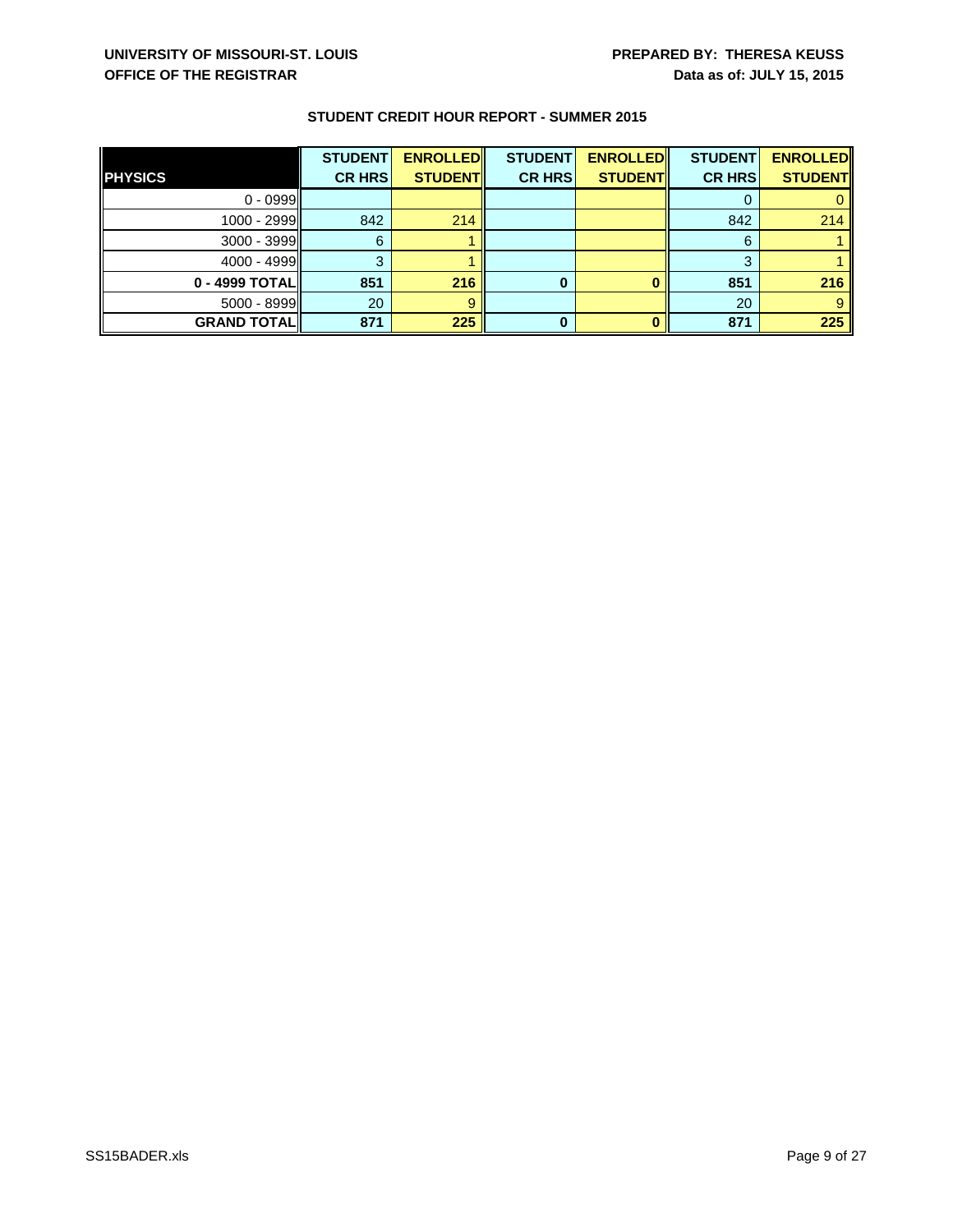UNIVERSITY OF MISSOURI-ST. LOUIS
OFFICE OF THE REGISTRAR

PREPARED BY: THERESA KEUSS
Data as of: JULY 15, 2015

## STUDENT CREDIT HOUR REPORT - SUMMER 2015

| PHYSICS | STUDENT CR HRS | ENROLLED STUDENT | STUDENT CR HRS | ENROLLED STUDENT | STUDENT CR HRS | ENROLLED STUDENT |
|---|---|---|---|---|---|---|
| 0 - 0999 | | | | | 0 | 0 |
| 1000 - 2999 | 842 | 214 | | | 842 | 214 |
| 3000 - 3999 | 6 | 1 | | | 6 | 1 |
| 4000 - 4999 | 3 | 1 | | | 3 | 1 |
| **0 - 4999 TOTAL** | **851** | **216** | **0** | **0** | **851** | **216** |
| 5000 - 8999 | 20 | 9 | | | 20 | 9 |
| **GRAND TOTAL** | **871** | **225** | **0** | **0** | **871** | **225** |

SS15BADER.xls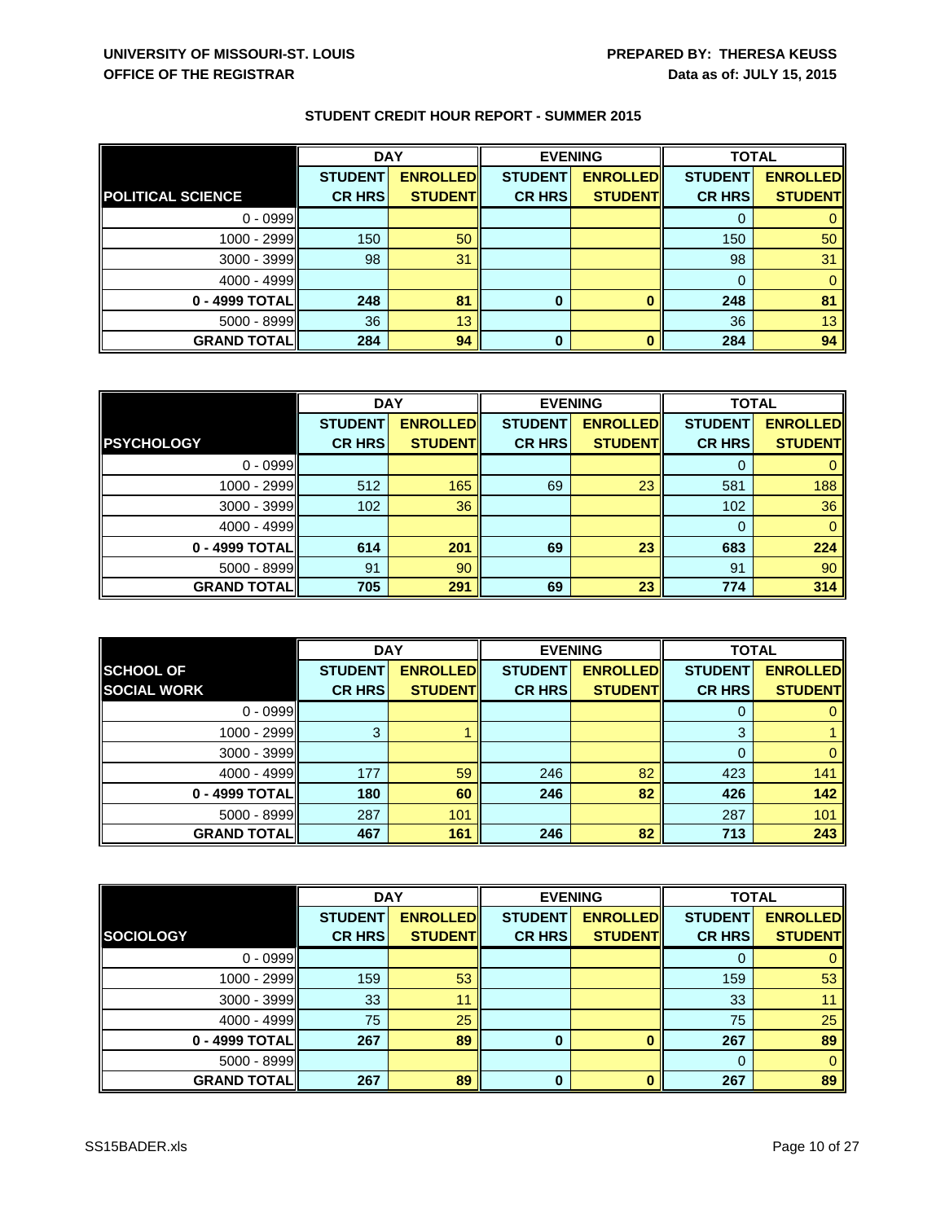UNIVERSITY OF MISSOURI-ST. LOUIS
OFFICE OF THE REGISTRAR

PREPARED BY: THERESA KEUSS
Data as of: JULY 15, 2015

## STUDENT CREDIT HOUR REPORT - SUMMER 2015

| POLITICAL SCIENCE | DAY | | EVENING | | TOTAL | |
|---|---|---|---|---|---|---|
| | STUDENT CR HRS | ENROLLED STUDENT | STUDENT CR HRS | ENROLLED STUDENT | STUDENT CR HRS | ENROLLED STUDENT |
| 0 - 0999 | | | | | 0 | 0 |
| 1000 - 2999 | 150 | 50 | | | 150 | 50 |
| 3000 - 3999 | 98 | 31 | | | 98 | 31 |
| 4000 - 4999 | | | | | 0 | 0 |
| **0 - 4999 TOTAL** | **248** | **81** | **0** | **0** | **248** | **81** |
| 5000 - 8999 | 36 | 13 | | | 36 | 13 |
| **GRAND TOTAL** | **284** | **94** | **0** | **0** | **284** | **94** |

| PSYCHOLOGY | DAY | | EVENING | | TOTAL | |
|---|---|---|---|---|---|---|
| | STUDENT CR HRS | ENROLLED STUDENT | STUDENT CR HRS | ENROLLED STUDENT | STUDENT CR HRS | ENROLLED STUDENT |
| 0 - 0999 | | | | | 0 | 0 |
| 1000 - 2999 | 512 | 165 | 69 | 23 | 581 | 188 |
| 3000 - 3999 | 102 | 36 | | | 102 | 36 |
| 4000 - 4999 | | | | | 0 | 0 |
| **0 - 4999 TOTAL** | **614** | **201** | **69** | **23** | **683** | **224** |
| 5000 - 8999 | 91 | 90 | | | 91 | 90 |
| **GRAND TOTAL** | **705** | **291** | **69** | **23** | **774** | **314** |

| SCHOOL OF SOCIAL WORK | DAY | | EVENING | | TOTAL | |
|---|---|---|---|---|---|---|
| | STUDENT CR HRS | ENROLLED STUDENT | STUDENT CR HRS | ENROLLED STUDENT | STUDENT CR HRS | ENROLLED STUDENT |
| 0 - 0999 | | | | | 0 | 0 |
| 1000 - 2999 | 3 | 1 | | | 3 | 1 |
| 3000 - 3999 | | | | | 0 | 0 |
| 4000 - 4999 | 177 | 59 | 246 | 82 | 423 | 141 |
| **0 - 4999 TOTAL** | **180** | **60** | **246** | **82** | **426** | **142** |
| 5000 - 8999 | 287 | 101 | | | 287 | 101 |
| **GRAND TOTAL** | **467** | **161** | **246** | **82** | **713** | **243** |

| SOCIOLOGY | DAY | | EVENING | | TOTAL | |
|---|---|---|---|---|---|---|
| | STUDENT CR HRS | ENROLLED STUDENT | STUDENT CR HRS | ENROLLED STUDENT | STUDENT CR HRS | ENROLLED STUDENT |
| 0 - 0999 | | | | | 0 | 0 |
| 1000 - 2999 | 159 | 53 | | | 159 | 53 |
| 3000 - 3999 | 33 | 11 | | | 33 | 11 |
| 4000 - 4999 | 75 | 25 | | | 75 | 25 |
| **0 - 4999 TOTAL** | **267** | **89** | **0** | **0** | **267** | **89** |
| 5000 - 8999 | | | | | 0 | 0 |
| **GRAND TOTAL** | **267** | **89** | **0** | **0** | **267** | **89** |

SS15BADER.xls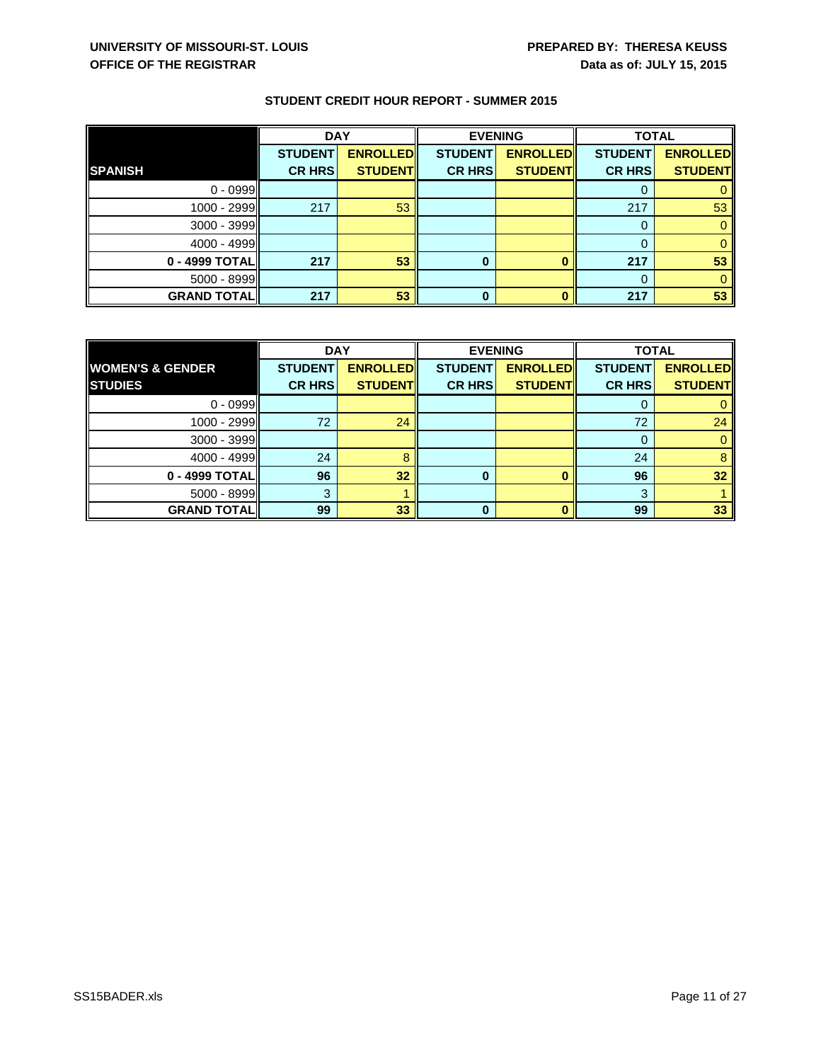**UNIVERSITY OF MISSOURI-ST. LOUIS**
**OFFICE OF THE REGISTRAR**

**PREPARED BY: THERESA KEUSS**
**Data as of: JULY 15, 2015**

## STUDENT CREDIT HOUR REPORT - SUMMER 2015

| | DAY | | EVENING | | TOTAL | |
|---|---|---|---|---|---|---|
| **SPANISH** | **STUDENT CR HRS** | **ENROLLED STUDENT** | **STUDENT CR HRS** | **ENROLLED STUDENT** | **STUDENT CR HRS** | **ENROLLED STUDENT** |
| 0 - 0999 | | | | | 0 | 0 |
| 1000 - 2999 | 217 | 53 | | | 217 | 53 |
| 3000 - 3999 | | | | | 0 | 0 |
| 4000 - 4999 | | | | | 0 | 0 |
| **0 - 4999 TOTAL** | **217** | **53** | **0** | **0** | **217** | **53** |
| 5000 - 8999 | | | | | 0 | 0 |
| **GRAND TOTAL** | **217** | **53** | **0** | **0** | **217** | **53** |

| | DAY | | EVENING | | TOTAL | |
|---|---|---|---|---|---|---|
| **WOMEN'S & GENDER STUDIES** | **STUDENT CR HRS** | **ENROLLED STUDENT** | **STUDENT CR HRS** | **ENROLLED STUDENT** | **STUDENT CR HRS** | **ENROLLED STUDENT** |
| 0 - 0999 | | | | | 0 | 0 |
| 1000 - 2999 | 72 | 24 | | | 72 | 24 |
| 3000 - 3999 | | | | | 0 | 0 |
| 4000 - 4999 | 24 | 8 | | | 24 | 8 |
| **0 - 4999 TOTAL** | **96** | **32** | **0** | **0** | **96** | **32** |
| 5000 - 8999 | 3 | 1 | | | 3 | 1 |
| **GRAND TOTAL** | **99** | **33** | **0** | **0** | **99** | **33** |

SS15BADER.xls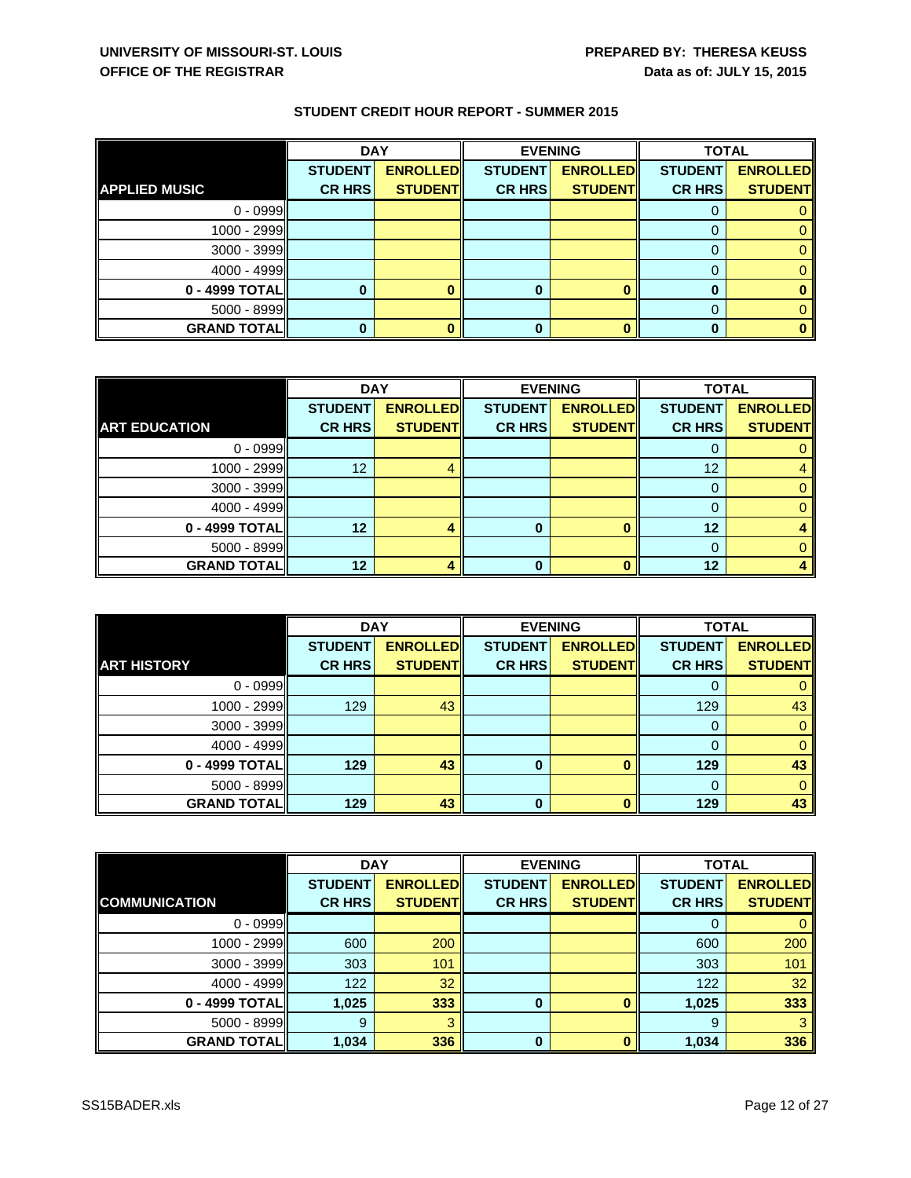UNIVERSITY OF MISSOURI-ST. LOUIS
OFFICE OF THE REGISTRAR

PREPARED BY: THERESA KEUSS
Data as of: JULY 15, 2015

## STUDENT CREDIT HOUR REPORT - SUMMER 2015

| | DAY | | EVENING | | TOTAL | |
|---|---|---|---|---|---|---|
| **APPLIED MUSIC** | **STUDENT CR HRS** | **ENROLLED STUDENT** | **STUDENT CR HRS** | **ENROLLED STUDENT** | **STUDENT CR HRS** | **ENROLLED STUDENT** |
| 0 - 0999 | | | | | 0 | 0 |
| 1000 - 2999 | | | | | 0 | 0 |
| 3000 - 3999 | | | | | 0 | 0 |
| 4000 - 4999 | | | | | 0 | 0 |
| **0 - 4999 TOTAL** | **0** | **0** | **0** | **0** | **0** | **0** |
| 5000 - 8999 | | | | | 0 | 0 |
| **GRAND TOTAL** | **0** | **0** | **0** | **0** | **0** | **0** |

| | DAY | | EVENING | | TOTAL | |
|---|---|---|---|---|---|---|
| **ART EDUCATION** | **STUDENT CR HRS** | **ENROLLED STUDENT** | **STUDENT CR HRS** | **ENROLLED STUDENT** | **STUDENT CR HRS** | **ENROLLED STUDENT** |
| 0 - 0999 | | | | | 0 | 0 |
| 1000 - 2999 | 12 | 4 | | | 12 | 4 |
| 3000 - 3999 | | | | | 0 | 0 |
| 4000 - 4999 | | | | | 0 | 0 |
| **0 - 4999 TOTAL** | **12** | **4** | **0** | **0** | **12** | **4** |
| 5000 - 8999 | | | | | 0 | 0 |
| **GRAND TOTAL** | **12** | **4** | **0** | **0** | **12** | **4** |

| | DAY | | EVENING | | TOTAL | |
|---|---|---|---|---|---|---|
| **ART HISTORY** | **STUDENT CR HRS** | **ENROLLED STUDENT** | **STUDENT CR HRS** | **ENROLLED STUDENT** | **STUDENT CR HRS** | **ENROLLED STUDENT** |
| 0 - 0999 | | | | | 0 | 0 |
| 1000 - 2999 | 129 | 43 | | | 129 | 43 |
| 3000 - 3999 | | | | | 0 | 0 |
| 4000 - 4999 | | | | | 0 | 0 |
| **0 - 4999 TOTAL** | **129** | **43** | **0** | **0** | **129** | **43** |
| 5000 - 8999 | | | | | 0 | 0 |
| **GRAND TOTAL** | **129** | **43** | **0** | **0** | **129** | **43** |

| | DAY | | EVENING | | TOTAL | |
|---|---|---|---|---|---|---|
| **COMMUNICATION** | **STUDENT CR HRS** | **ENROLLED STUDENT** | **STUDENT CR HRS** | **ENROLLED STUDENT** | **STUDENT CR HRS** | **ENROLLED STUDENT** |
| 0 - 0999 | | | | | 0 | 0 |
| 1000 - 2999 | 600 | 200 | | | 600 | 200 |
| 3000 - 3999 | 303 | 101 | | | 303 | 101 |
| 4000 - 4999 | 122 | 32 | | | 122 | 32 |
| **0 - 4999 TOTAL** | **1,025** | **333** | **0** | **0** | **1,025** | **333** |
| 5000 - 8999 | 9 | 3 | | | 9 | 3 |
| **GRAND TOTAL** | **1,034** | **336** | **0** | **0** | **1,034** | **336** |

SS15BADER.xls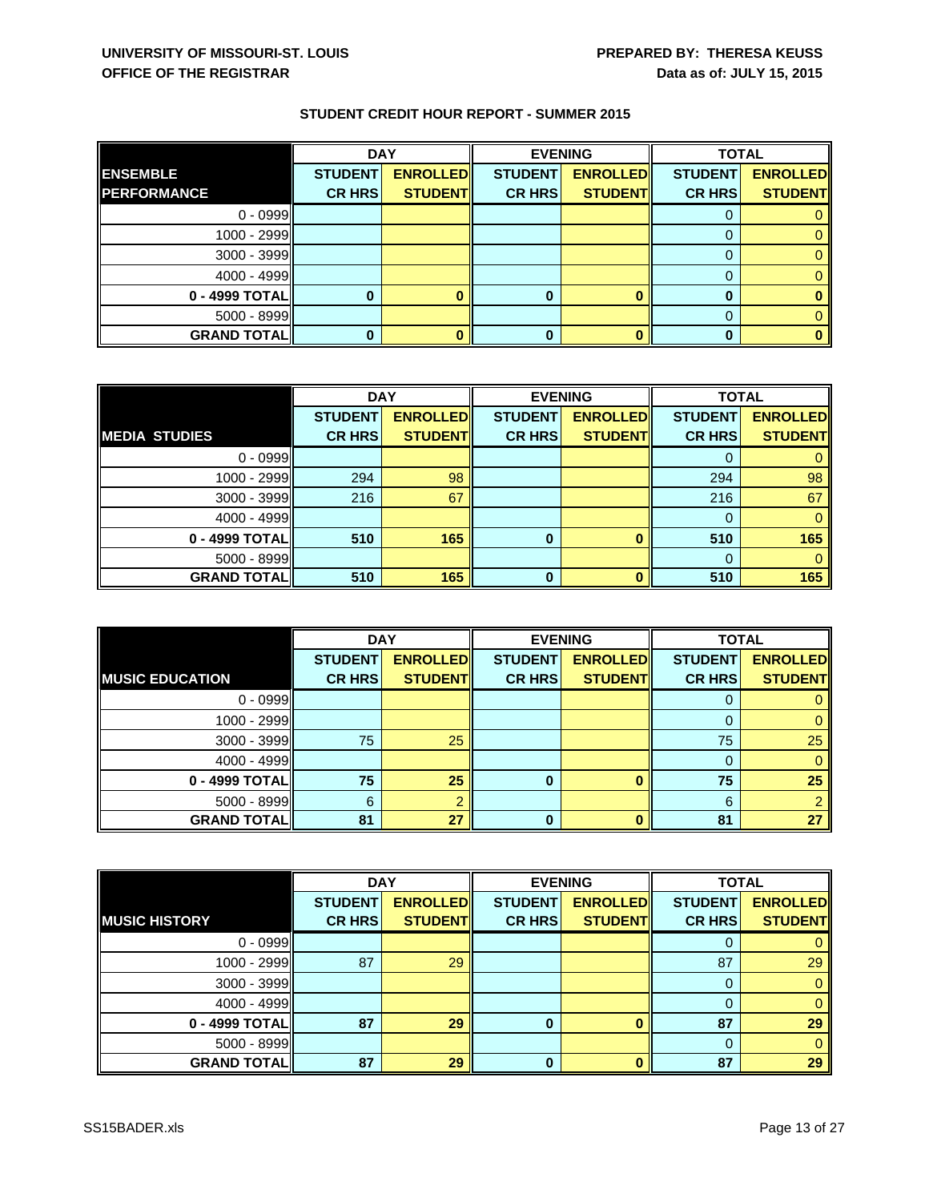UNIVERSITY OF MISSOURI-ST. LOUIS
OFFICE OF THE REGISTRAR

PREPARED BY: THERESA KEUSS
Data as of: JULY 15, 2015

## STUDENT CREDIT HOUR REPORT - SUMMER 2015

| ENSEMBLE PERFORMANCE | DAY | | EVENING | | TOTAL | |
|---|---|---|---|---|---|---|
| | STUDENT CR HRS | ENROLLED STUDENT | STUDENT CR HRS | ENROLLED STUDENT | STUDENT CR HRS | ENROLLED STUDENT |
| 0 - 0999 | | | | | 0 | 0 |
| 1000 - 2999 | | | | | 0 | 0 |
| 3000 - 3999 | | | | | 0 | 0 |
| 4000 - 4999 | | | | | 0 | 0 |
| **0 - 4999 TOTAL** | **0** | **0** | **0** | **0** | **0** | **0** |
| 5000 - 8999 | | | | | 0 | 0 |
| **GRAND TOTAL** | **0** | **0** | **0** | **0** | **0** | **0** |

| MEDIA STUDIES | DAY | | EVENING | | TOTAL | |
|---|---|---|---|---|---|---|
| | STUDENT CR HRS | ENROLLED STUDENT | STUDENT CR HRS | ENROLLED STUDENT | STUDENT CR HRS | ENROLLED STUDENT |
| 0 - 0999 | | | | | 0 | 0 |
| 1000 - 2999 | 294 | 98 | | | 294 | 98 |
| 3000 - 3999 | 216 | 67 | | | 216 | 67 |
| 4000 - 4999 | | | | | 0 | 0 |
| **0 - 4999 TOTAL** | **510** | **165** | **0** | **0** | **510** | **165** |
| 5000 - 8999 | | | | | 0 | 0 |
| **GRAND TOTAL** | **510** | **165** | **0** | **0** | **510** | **165** |

| MUSIC EDUCATION | DAY | | EVENING | | TOTAL | |
|---|---|---|---|---|---|---|
| | STUDENT CR HRS | ENROLLED STUDENT | STUDENT CR HRS | ENROLLED STUDENT | STUDENT CR HRS | ENROLLED STUDENT |
| 0 - 0999 | | | | | 0 | 0 |
| 1000 - 2999 | | | | | 0 | 0 |
| 3000 - 3999 | 75 | 25 | | | 75 | 25 |
| 4000 - 4999 | | | | | 0 | 0 |
| **0 - 4999 TOTAL** | **75** | **25** | **0** | **0** | **75** | **25** |
| 5000 - 8999 | 6 | 2 | | | 6 | 2 |
| **GRAND TOTAL** | **81** | **27** | **0** | **0** | **81** | **27** |

| MUSIC HISTORY | DAY | | EVENING | | TOTAL | |
|---|---|---|---|---|---|---|
| | STUDENT CR HRS | ENROLLED STUDENT | STUDENT CR HRS | ENROLLED STUDENT | STUDENT CR HRS | ENROLLED STUDENT |
| 0 - 0999 | | | | | 0 | 0 |
| 1000 - 2999 | 87 | 29 | | | 87 | 29 |
| 3000 - 3999 | | | | | 0 | 0 |
| 4000 - 4999 | | | | | 0 | 0 |
| **0 - 4999 TOTAL** | **87** | **29** | **0** | **0** | **87** | **29** |
| 5000 - 8999 | | | | | 0 | 0 |
| **GRAND TOTAL** | **87** | **29** | **0** | **0** | **87** | **29** |

SS15BADER.xls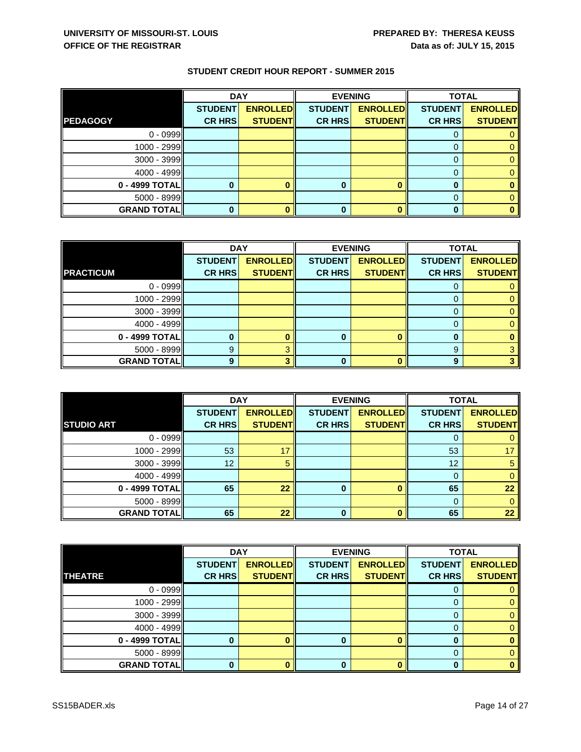**UNIVERSITY OF MISSOURI-ST. LOUIS**
**OFFICE OF THE REGISTRAR**

**PREPARED BY: THERESA KEUSS**
**Data as of: JULY 15, 2015**

## STUDENT CREDIT HOUR REPORT - SUMMER 2015

| | DAY | | EVENING | | TOTAL | |
|---|---|---|---|---|---|---|
| **PEDAGOGY** | **STUDENT CR HRS** | **ENROLLED STUDENT** | **STUDENT CR HRS** | **ENROLLED STUDENT** | **STUDENT CR HRS** | **ENROLLED STUDENT** |
| 0 - 0999 | | | | | 0 | 0 |
| 1000 - 2999 | | | | | 0 | 0 |
| 3000 - 3999 | | | | | 0 | 0 |
| 4000 - 4999 | | | | | 0 | 0 |
| **0 - 4999 TOTAL** | **0** | **0** | **0** | **0** | **0** | **0** |
| 5000 - 8999 | | | | | 0 | 0 |
| **GRAND TOTAL** | **0** | **0** | **0** | **0** | **0** | **0** |

| | DAY | | EVENING | | TOTAL | |
|---|---|---|---|---|---|---|
| **PRACTICUM** | **STUDENT CR HRS** | **ENROLLED STUDENT** | **STUDENT CR HRS** | **ENROLLED STUDENT** | **STUDENT CR HRS** | **ENROLLED STUDENT** |
| 0 - 0999 | | | | | 0 | 0 |
| 1000 - 2999 | | | | | 0 | 0 |
| 3000 - 3999 | | | | | 0 | 0 |
| 4000 - 4999 | | | | | 0 | 0 |
| **0 - 4999 TOTAL** | **0** | **0** | **0** | **0** | **0** | **0** |
| 5000 - 8999 | 9 | 3 | | | 9 | 3 |
| **GRAND TOTAL** | **9** | **3** | **0** | **0** | **9** | **3** |

| | DAY | | EVENING | | TOTAL | |
|---|---|---|---|---|---|---|
| **STUDIO ART** | **STUDENT CR HRS** | **ENROLLED STUDENT** | **STUDENT CR HRS** | **ENROLLED STUDENT** | **STUDENT CR HRS** | **ENROLLED STUDENT** |
| 0 - 0999 | | | | | 0 | 0 |
| 1000 - 2999 | 53 | 17 | | | 53 | 17 |
| 3000 - 3999 | 12 | 5 | | | 12 | 5 |
| 4000 - 4999 | | | | | 0 | 0 |
| **0 - 4999 TOTAL** | **65** | **22** | **0** | **0** | **65** | **22** |
| 5000 - 8999 | | | | | 0 | 0 |
| **GRAND TOTAL** | **65** | **22** | **0** | **0** | **65** | **22** |

| | DAY | | EVENING | | TOTAL | |
|---|---|---|---|---|---|---|
| **THEATRE** | **STUDENT CR HRS** | **ENROLLED STUDENT** | **STUDENT CR HRS** | **ENROLLED STUDENT** | **STUDENT CR HRS** | **ENROLLED STUDENT** |
| 0 - 0999 | | | | | 0 | 0 |
| 1000 - 2999 | | | | | 0 | 0 |
| 3000 - 3999 | | | | | 0 | 0 |
| 4000 - 4999 | | | | | 0 | 0 |
| **0 - 4999 TOTAL** | **0** | **0** | **0** | **0** | **0** | **0** |
| 5000 - 8999 | | | | | 0 | 0 |
| **GRAND TOTAL** | **0** | **0** | **0** | **0** | **0** | **0** |

SS15BADER.xls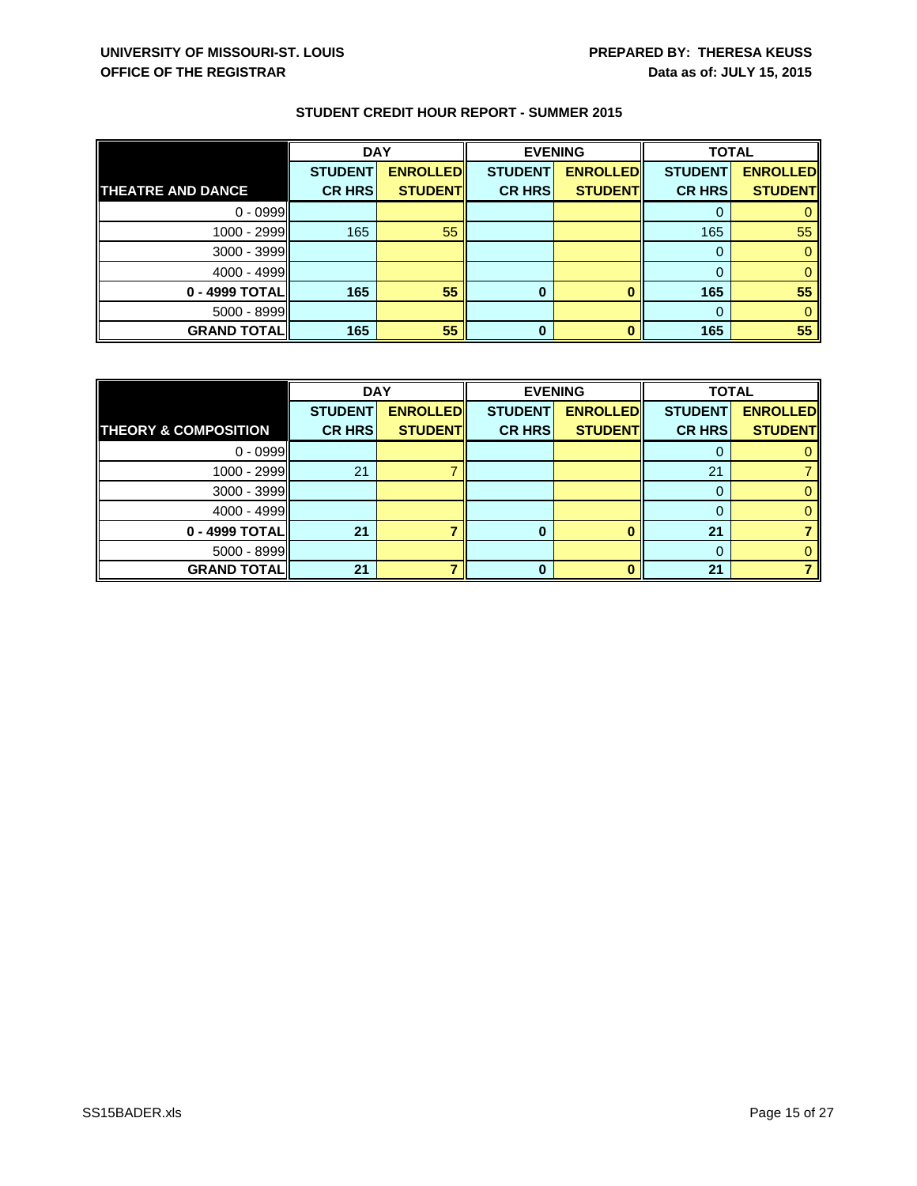UNIVERSITY OF MISSOURI-ST. LOUIS
OFFICE OF THE REGISTRAR

PREPARED BY: THERESA KEUSS
Data as of: JULY 15, 2015

## STUDENT CREDIT HOUR REPORT - SUMMER 2015

| | DAY | | EVENING | | TOTAL | |
|---|---|---|---|---|---|---|
| **THEATRE AND DANCE** | **STUDENT CR HRS** | **ENROLLED STUDENT** | **STUDENT CR HRS** | **ENROLLED STUDENT** | **STUDENT CR HRS** | **ENROLLED STUDENT** |
| 0 - 0999 | | | | | 0 | 0 |
| 1000 - 2999 | 165 | 55 | | | 165 | 55 |
| 3000 - 3999 | | | | | 0 | 0 |
| 4000 - 4999 | | | | | 0 | 0 |
| **0 - 4999 TOTAL** | **165** | **55** | **0** | **0** | **165** | **55** |
| 5000 - 8999 | | | | | 0 | 0 |
| **GRAND TOTAL** | **165** | **55** | **0** | **0** | **165** | **55** |

| | DAY | | EVENING | | TOTAL | |
|---|---|---|---|---|---|---|
| **THEORY & COMPOSITION** | **STUDENT CR HRS** | **ENROLLED STUDENT** | **STUDENT CR HRS** | **ENROLLED STUDENT** | **STUDENT CR HRS** | **ENROLLED STUDENT** |
| 0 - 0999 | | | | | 0 | 0 |
| 1000 - 2999 | 21 | 7 | | | 21 | 7 |
| 3000 - 3999 | | | | | 0 | 0 |
| 4000 - 4999 | | | | | 0 | 0 |
| **0 - 4999 TOTAL** | **21** | **7** | **0** | **0** | **21** | **7** |
| 5000 - 8999 | | | | | 0 | 0 |
| **GRAND TOTAL** | **21** | **7** | **0** | **0** | **21** | **7** |

SS15BADER.xls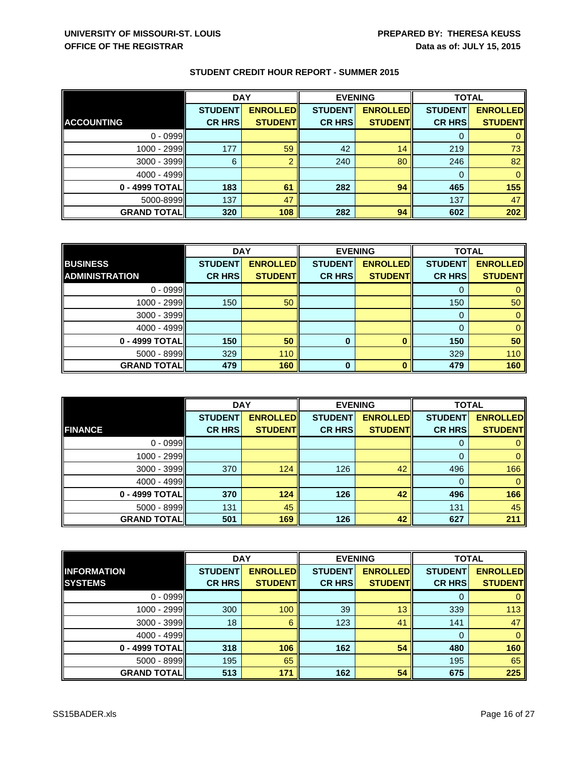UNIVERSITY OF MISSOURI-ST. LOUIS
OFFICE OF THE REGISTRAR

PREPARED BY: THERESA KEUSS
Data as of: JULY 15, 2015

## STUDENT CREDIT HOUR REPORT - SUMMER 2015

| ACCOUNTING | DAY | | EVENING | | TOTAL | |
|---|---|---|---|---|---|---|
| | STUDENT CR HRS | ENROLLED STUDENT | STUDENT CR HRS | ENROLLED STUDENT | STUDENT CR HRS | ENROLLED STUDENT |
| 0 - 0999 | | | | | 0 | 0 |
| 1000 - 2999 | 177 | 59 | 42 | 14 | 219 | 73 |
| 3000 - 3999 | 6 | 2 | 240 | 80 | 246 | 82 |
| 4000 - 4999 | | | | | 0 | 0 |
| **0 - 4999 TOTAL** | **183** | **61** | **282** | **94** | **465** | **155** |
| 5000-8999 | 137 | 47 | | | 137 | 47 |
| **GRAND TOTAL** | **320** | **108** | **282** | **94** | **602** | **202** |

| BUSINESS ADMINISTRATION | DAY | | EVENING | | TOTAL | |
|---|---|---|---|---|---|---|
| | STUDENT CR HRS | ENROLLED STUDENT | STUDENT CR HRS | ENROLLED STUDENT | STUDENT CR HRS | ENROLLED STUDENT |
| 0 - 0999 | | | | | 0 | 0 |
| 1000 - 2999 | 150 | 50 | | | 150 | 50 |
| 3000 - 3999 | | | | | 0 | 0 |
| 4000 - 4999 | | | | | 0 | 0 |
| **0 - 4999 TOTAL** | **150** | **50** | **0** | **0** | **150** | **50** |
| 5000 - 8999 | 329 | 110 | | | 329 | 110 |
| **GRAND TOTAL** | **479** | **160** | **0** | **0** | **479** | **160** |

| FINANCE | DAY | | EVENING | | TOTAL | |
|---|---|---|---|---|---|---|
| | STUDENT CR HRS | ENROLLED STUDENT | STUDENT CR HRS | ENROLLED STUDENT | STUDENT CR HRS | ENROLLED STUDENT |
| 0 - 0999 | | | | | 0 | 0 |
| 1000 - 2999 | | | | | 0 | 0 |
| 3000 - 3999 | 370 | 124 | 126 | 42 | 496 | 166 |
| 4000 - 4999 | | | | | 0 | 0 |
| **0 - 4999 TOTAL** | **370** | **124** | **126** | **42** | **496** | **166** |
| 5000 - 8999 | 131 | 45 | | | 131 | 45 |
| **GRAND TOTAL** | **501** | **169** | **126** | **42** | **627** | **211** |

| INFORMATION SYSTEMS | DAY | | EVENING | | TOTAL | |
|---|---|---|---|---|---|---|
| | STUDENT CR HRS | ENROLLED STUDENT | STUDENT CR HRS | ENROLLED STUDENT | STUDENT CR HRS | ENROLLED STUDENT |
| 0 - 0999 | | | | | 0 | 0 |
| 1000 - 2999 | 300 | 100 | 39 | 13 | 339 | 113 |
| 3000 - 3999 | 18 | 6 | 123 | 41 | 141 | 47 |
| 4000 - 4999 | | | | | 0 | 0 |
| **0 - 4999 TOTAL** | **318** | **106** | **162** | **54** | **480** | **160** |
| 5000 - 8999 | 195 | 65 | | | 195 | 65 |
| **GRAND TOTAL** | **513** | **171** | **162** | **54** | **675** | **225** |

SS15BADER.xls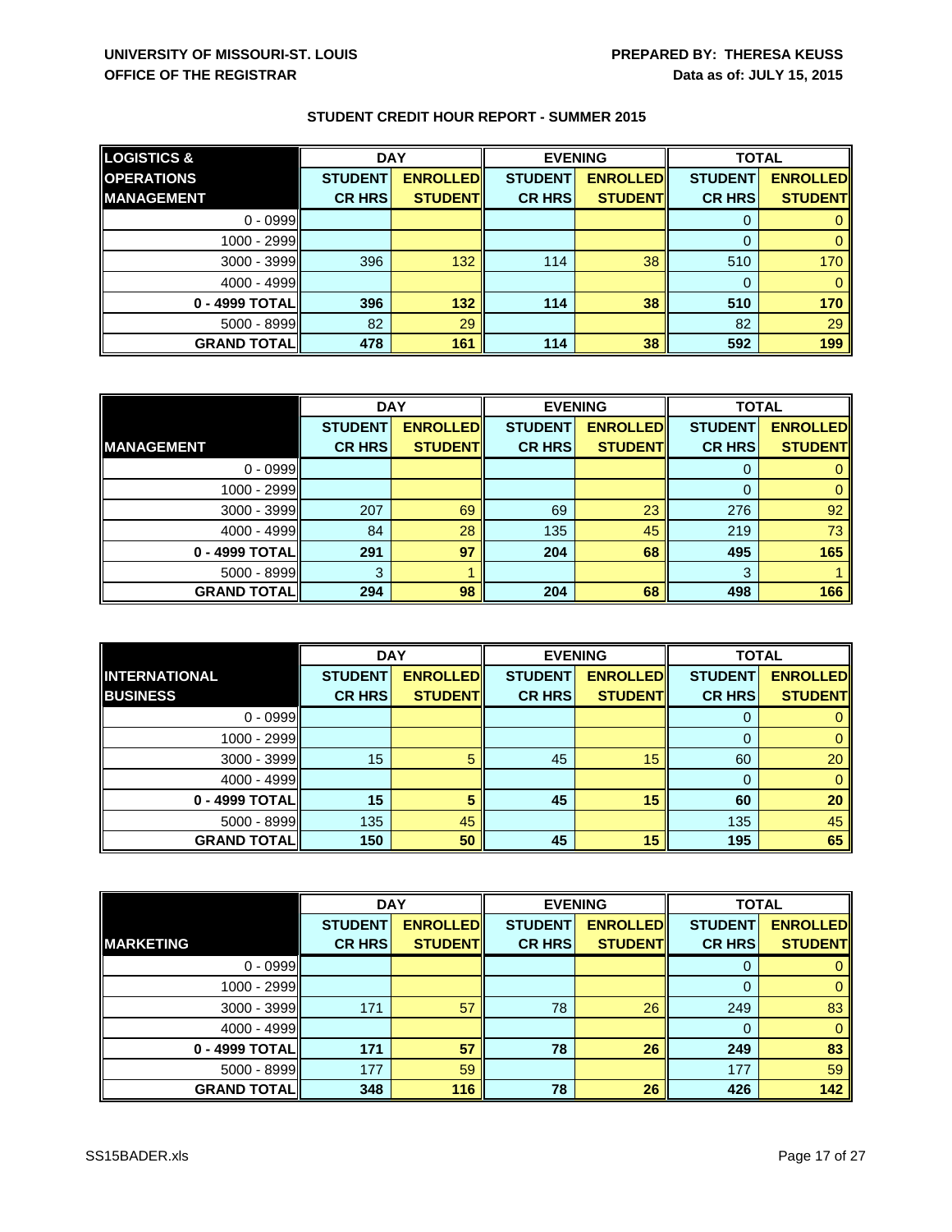**UNIVERSITY OF MISSOURI-ST. LOUIS**
**OFFICE OF THE REGISTRAR**

**PREPARED BY: THERESA KEUSS**
**Data as of: JULY 15, 2015**

## STUDENT CREDIT HOUR REPORT - SUMMER 2015

| LOGISTICS & OPERATIONS MANAGEMENT | DAY | | EVENING | | TOTAL | |
|---|---|---|---|---|---|---|
| | STUDENT CR HRS | ENROLLED STUDENT | STUDENT CR HRS | ENROLLED STUDENT | STUDENT CR HRS | ENROLLED STUDENT |
| 0 - 0999 | | | | | 0 | 0 |
| 1000 - 2999 | | | | | 0 | 0 |
| 3000 - 3999 | 396 | 132 | 114 | 38 | 510 | 170 |
| 4000 - 4999 | | | | | 0 | 0 |
| **0 - 4999 TOTAL** | **396** | **132** | **114** | **38** | **510** | **170** |
| 5000 - 8999 | 82 | 29 | | | 82 | 29 |
| **GRAND TOTAL** | **478** | **161** | **114** | **38** | **592** | **199** |

| MANAGEMENT | DAY | | EVENING | | TOTAL | |
|---|---|---|---|---|---|---|
| | STUDENT CR HRS | ENROLLED STUDENT | STUDENT CR HRS | ENROLLED STUDENT | STUDENT CR HRS | ENROLLED STUDENT |
| 0 - 0999 | | | | | 0 | 0 |
| 1000 - 2999 | | | | | 0 | 0 |
| 3000 - 3999 | 207 | 69 | 69 | 23 | 276 | 92 |
| 4000 - 4999 | 84 | 28 | 135 | 45 | 219 | 73 |
| **0 - 4999 TOTAL** | **291** | **97** | **204** | **68** | **495** | **165** |
| 5000 - 8999 | 3 | 1 | | | 3 | 1 |
| **GRAND TOTAL** | **294** | **98** | **204** | **68** | **498** | **166** |

| INTERNATIONAL BUSINESS | DAY | | EVENING | | TOTAL | |
|---|---|---|---|---|---|---|
| | STUDENT CR HRS | ENROLLED STUDENT | STUDENT CR HRS | ENROLLED STUDENT | STUDENT CR HRS | ENROLLED STUDENT |
| 0 - 0999 | | | | | 0 | 0 |
| 1000 - 2999 | | | | | 0 | 0 |
| 3000 - 3999 | 15 | 5 | 45 | 15 | 60 | 20 |
| 4000 - 4999 | | | | | 0 | 0 |
| **0 - 4999 TOTAL** | **15** | **5** | **45** | **15** | **60** | **20** |
| 5000 - 8999 | 135 | 45 | | | 135 | 45 |
| **GRAND TOTAL** | **150** | **50** | **45** | **15** | **195** | **65** |

| MARKETING | DAY | | EVENING | | TOTAL | |
|---|---|---|---|---|---|---|
| | STUDENT CR HRS | ENROLLED STUDENT | STUDENT CR HRS | ENROLLED STUDENT | STUDENT CR HRS | ENROLLED STUDENT |
| 0 - 0999 | | | | | 0 | 0 |
| 1000 - 2999 | | | | | 0 | 0 |
| 3000 - 3999 | 171 | 57 | 78 | 26 | 249 | 83 |
| 4000 - 4999 | | | | | 0 | 0 |
| **0 - 4999 TOTAL** | **171** | **57** | **78** | **26** | **249** | **83** |
| 5000 - 8999 | 177 | 59 | | | 177 | 59 |
| **GRAND TOTAL** | **348** | **116** | **78** | **26** | **426** | **142** |

SS15BADER.xls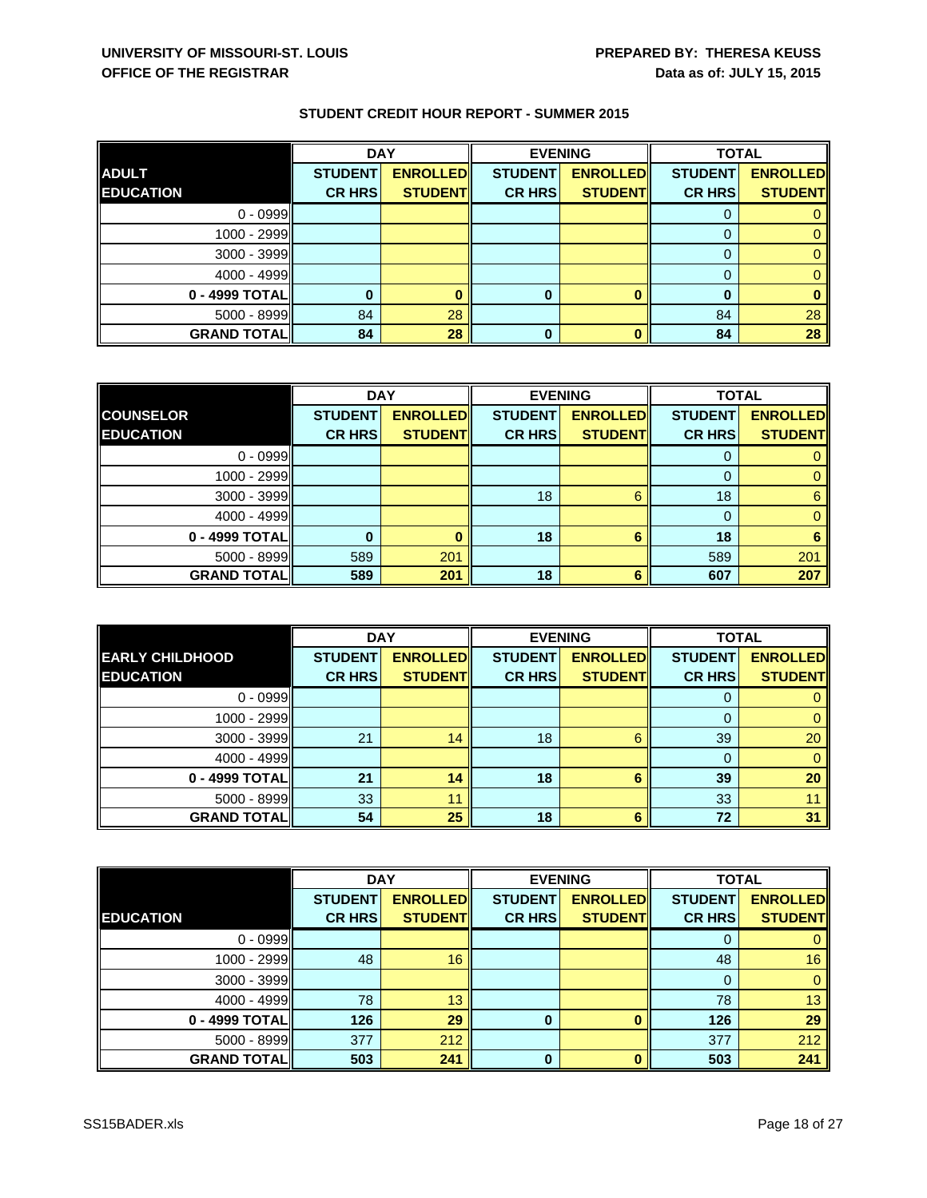UNIVERSITY OF MISSOURI-ST. LOUIS
OFFICE OF THE REGISTRAR

PREPARED BY: THERESA KEUSS
Data as of: JULY 15, 2015

## STUDENT CREDIT HOUR REPORT - SUMMER 2015

| | DAY | | EVENING | | TOTAL | |
|---|---|---|---|---|---|---|
| **ADULT EDUCATION** | **STUDENT CR HRS** | **ENROLLED STUDENT** | **STUDENT CR HRS** | **ENROLLED STUDENT** | **STUDENT CR HRS** | **ENROLLED STUDENT** |
| 0 - 0999 | | | | | 0 | 0 |
| 1000 - 2999 | | | | | 0 | 0 |
| 3000 - 3999 | | | | | 0 | 0 |
| 4000 - 4999 | | | | | 0 | 0 |
| **0 - 4999 TOTAL** | **0** | **0** | **0** | **0** | **0** | **0** |
| 5000 - 8999 | 84 | 28 | | | 84 | 28 |
| **GRAND TOTAL** | **84** | **28** | **0** | **0** | **84** | **28** |

| | DAY | | EVENING | | TOTAL | |
|---|---|---|---|---|---|---|
| **COUNSELOR EDUCATION** | **STUDENT CR HRS** | **ENROLLED STUDENT** | **STUDENT CR HRS** | **ENROLLED STUDENT** | **STUDENT CR HRS** | **ENROLLED STUDENT** |
| 0 - 0999 | | | | | 0 | 0 |
| 1000 - 2999 | | | | | 0 | 0 |
| 3000 - 3999 | | | 18 | 6 | 18 | 6 |
| 4000 - 4999 | | | | | 0 | 0 |
| **0 - 4999 TOTAL** | **0** | **0** | **18** | **6** | **18** | **6** |
| 5000 - 8999 | 589 | 201 | | | 589 | 201 |
| **GRAND TOTAL** | **589** | **201** | **18** | **6** | **607** | **207** |

| | DAY | | EVENING | | TOTAL | |
|---|---|---|---|---|---|---|
| **EARLY CHILDHOOD EDUCATION** | **STUDENT CR HRS** | **ENROLLED STUDENT** | **STUDENT CR HRS** | **ENROLLED STUDENT** | **STUDENT CR HRS** | **ENROLLED STUDENT** |
| 0 - 0999 | | | | | 0 | 0 |
| 1000 - 2999 | | | | | 0 | 0 |
| 3000 - 3999 | 21 | 14 | 18 | 6 | 39 | 20 |
| 4000 - 4999 | | | | | 0 | 0 |
| **0 - 4999 TOTAL** | **21** | **14** | **18** | **6** | **39** | **20** |
| 5000 - 8999 | 33 | 11 | | | 33 | 11 |
| **GRAND TOTAL** | **54** | **25** | **18** | **6** | **72** | **31** |

| | DAY | | EVENING | | TOTAL | |
|---|---|---|---|---|---|---|
| **EDUCATION** | **STUDENT CR HRS** | **ENROLLED STUDENT** | **STUDENT CR HRS** | **ENROLLED STUDENT** | **STUDENT CR HRS** | **ENROLLED STUDENT** |
| 0 - 0999 | | | | | 0 | 0 |
| 1000 - 2999 | 48 | 16 | | | 48 | 16 |
| 3000 - 3999 | | | | | 0 | 0 |
| 4000 - 4999 | 78 | 13 | | | 78 | 13 |
| **0 - 4999 TOTAL** | **126** | **29** | **0** | **0** | **126** | **29** |
| 5000 - 8999 | 377 | 212 | | | 377 | 212 |
| **GRAND TOTAL** | **503** | **241** | **0** | **0** | **503** | **241** |

SS15BADER.xls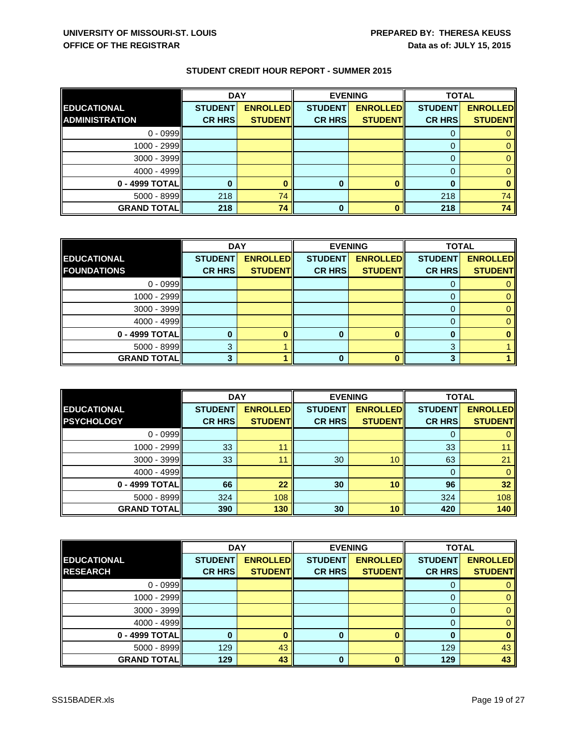**UNIVERSITY OF MISSOURI-ST. LOUIS**
**OFFICE OF THE REGISTRAR**

**PREPARED BY: THERESA KEUSS**
**Data as of: JULY 15, 2015**

## STUDENT CREDIT HOUR REPORT - SUMMER 2015

| EDUCATIONAL ADMINISTRATION | DAY | | EVENING | | TOTAL | |
|---|---|---|---|---|---|---|
| | STUDENT CR HRS | ENROLLED STUDENT | STUDENT CR HRS | ENROLLED STUDENT | STUDENT CR HRS | ENROLLED STUDENT |
| 0 - 0999 | | | | | 0 | 0 |
| 1000 - 2999 | | | | | 0 | 0 |
| 3000 - 3999 | | | | | 0 | 0 |
| 4000 - 4999 | | | | | 0 | 0 |
| **0 - 4999 TOTAL** | **0** | **0** | **0** | **0** | **0** | **0** |
| 5000 - 8999 | 218 | 74 | | | 218 | 74 |
| **GRAND TOTAL** | **218** | **74** | **0** | **0** | **218** | **74** |

| EDUCATIONAL FOUNDATIONS | DAY | | EVENING | | TOTAL | |
|---|---|---|---|---|---|---|
| | STUDENT CR HRS | ENROLLED STUDENT | STUDENT CR HRS | ENROLLED STUDENT | STUDENT CR HRS | ENROLLED STUDENT |
| 0 - 0999 | | | | | 0 | 0 |
| 1000 - 2999 | | | | | 0 | 0 |
| 3000 - 3999 | | | | | 0 | 0 |
| 4000 - 4999 | | | | | 0 | 0 |
| **0 - 4999 TOTAL** | **0** | **0** | **0** | **0** | **0** | **0** |
| 5000 - 8999 | 3 | 1 | | | 3 | 1 |
| **GRAND TOTAL** | **3** | **1** | **0** | **0** | **3** | **1** |

| EDUCATIONAL PSYCHOLOGY | DAY | | EVENING | | TOTAL | |
|---|---|---|---|---|---|---|
| | STUDENT CR HRS | ENROLLED STUDENT | STUDENT CR HRS | ENROLLED STUDENT | STUDENT CR HRS | ENROLLED STUDENT |
| 0 - 0999 | | | | | 0 | 0 |
| 1000 - 2999 | 33 | 11 | | | 33 | 11 |
| 3000 - 3999 | 33 | 11 | 30 | 10 | 63 | 21 |
| 4000 - 4999 | | | | | 0 | 0 |
| **0 - 4999 TOTAL** | **66** | **22** | **30** | **10** | **96** | **32** |
| 5000 - 8999 | 324 | 108 | | | 324 | 108 |
| **GRAND TOTAL** | **390** | **130** | **30** | **10** | **420** | **140** |

| EDUCATIONAL RESEARCH | DAY | | EVENING | | TOTAL | |
|---|---|---|---|---|---|---|
| | STUDENT CR HRS | ENROLLED STUDENT | STUDENT CR HRS | ENROLLED STUDENT | STUDENT CR HRS | ENROLLED STUDENT |
| 0 - 0999 | | | | | 0 | 0 |
| 1000 - 2999 | | | | | 0 | 0 |
| 3000 - 3999 | | | | | 0 | 0 |
| 4000 - 4999 | | | | | 0 | 0 |
| **0 - 4999 TOTAL** | **0** | **0** | **0** | **0** | **0** | **0** |
| 5000 - 8999 | 129 | 43 | | | 129 | 43 |
| **GRAND TOTAL** | **129** | **43** | **0** | **0** | **129** | **43** |

SS15BADER.xls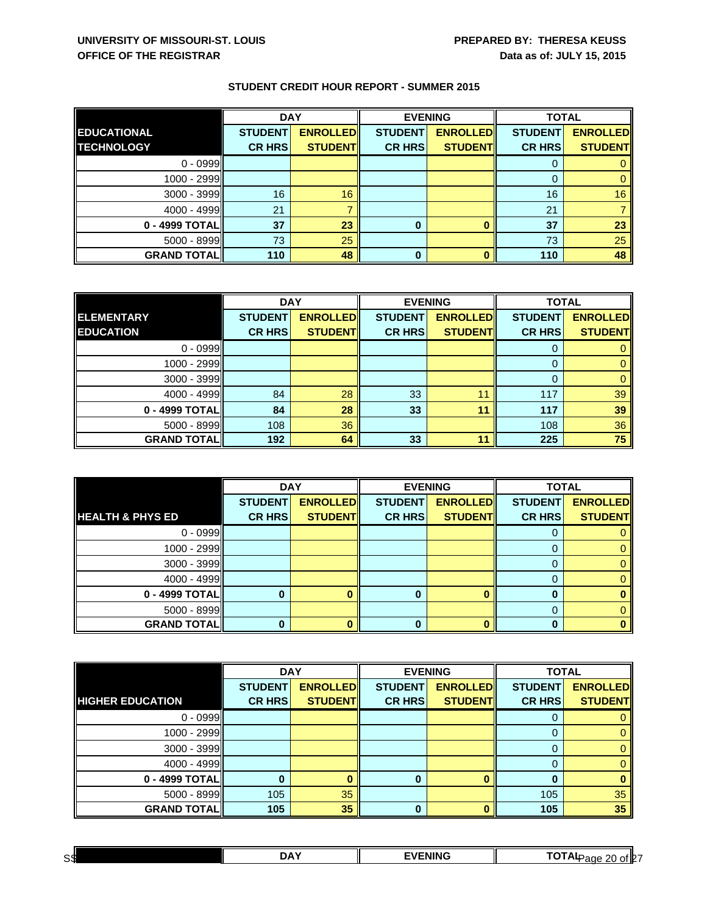**UNIVERSITY OF MISSOURI-ST. LOUIS**
**OFFICE OF THE REGISTRAR**

**PREPARED BY: THERESA KEUSS**
**Data as of: JULY 15, 2015**

## STUDENT CREDIT HOUR REPORT - SUMMER 2015

| EDUCATIONAL TECHNOLOGY | DAY | | EVENING | | TOTAL | |
|---|---|---|---|---|---|---|
| | STUDENT CR HRS | ENROLLED STUDENT | STUDENT CR HRS | ENROLLED STUDENT | STUDENT CR HRS | ENROLLED STUDENT |
| 0 - 0999 | | | | | 0 | 0 |
| 1000 - 2999 | | | | | 0 | 0 |
| 3000 - 3999 | 16 | 16 | | | 16 | 16 |
| 4000 - 4999 | 21 | 7 | | | 21 | 7 |
| **0 - 4999 TOTAL** | **37** | **23** | **0** | **0** | **37** | **23** |
| 5000 - 8999 | 73 | 25 | | | 73 | 25 |
| **GRAND TOTAL** | **110** | **48** | **0** | **0** | **110** | **48** |

| ELEMENTARY EDUCATION | DAY | | EVENING | | TOTAL | |
|---|---|---|---|---|---|---|
| | STUDENT CR HRS | ENROLLED STUDENT | STUDENT CR HRS | ENROLLED STUDENT | STUDENT CR HRS | ENROLLED STUDENT |
| 0 - 0999 | | | | | 0 | 0 |
| 1000 - 2999 | | | | | 0 | 0 |
| 3000 - 3999 | | | | | 0 | 0 |
| 4000 - 4999 | 84 | 28 | 33 | 11 | 117 | 39 |
| **0 - 4999 TOTAL** | **84** | **28** | **33** | **11** | **117** | **39** |
| 5000 - 8999 | 108 | 36 | | | 108 | 36 |
| **GRAND TOTAL** | **192** | **64** | **33** | **11** | **225** | **75** |

| HEALTH & PHYS ED | DAY | | EVENING | | TOTAL | |
|---|---|---|---|---|---|---|
| | STUDENT CR HRS | ENROLLED STUDENT | STUDENT CR HRS | ENROLLED STUDENT | STUDENT CR HRS | ENROLLED STUDENT |
| 0 - 0999 | | | | | 0 | 0 |
| 1000 - 2999 | | | | | 0 | 0 |
| 3000 - 3999 | | | | | 0 | 0 |
| 4000 - 4999 | | | | | 0 | 0 |
| **0 - 4999 TOTAL** | **0** | **0** | **0** | **0** | **0** | **0** |
| 5000 - 8999 | | | | | 0 | 0 |
| **GRAND TOTAL** | **0** | **0** | **0** | **0** | **0** | **0** |

| HIGHER EDUCATION | DAY | | EVENING | | TOTAL | |
|---|---|---|---|---|---|---|
| | STUDENT CR HRS | ENROLLED STUDENT | STUDENT CR HRS | ENROLLED STUDENT | STUDENT CR HRS | ENROLLED STUDENT |
| 0 - 0999 | | | | | 0 | 0 |
| 1000 - 2999 | | | | | 0 | 0 |
| 3000 - 3999 | | | | | 0 | 0 |
| 4000 - 4999 | | | | | 0 | 0 |
| **0 - 4999 TOTAL** | **0** | **0** | **0** | **0** | **0** | **0** |
| 5000 - 8999 | 105 | 35 | | | 105 | 35 |
| **GRAND TOTAL** | **105** | **35** | **0** | **0** | **105** | **35** |

| | DAY | EVENING | TOTAL |
|---|---|---|---|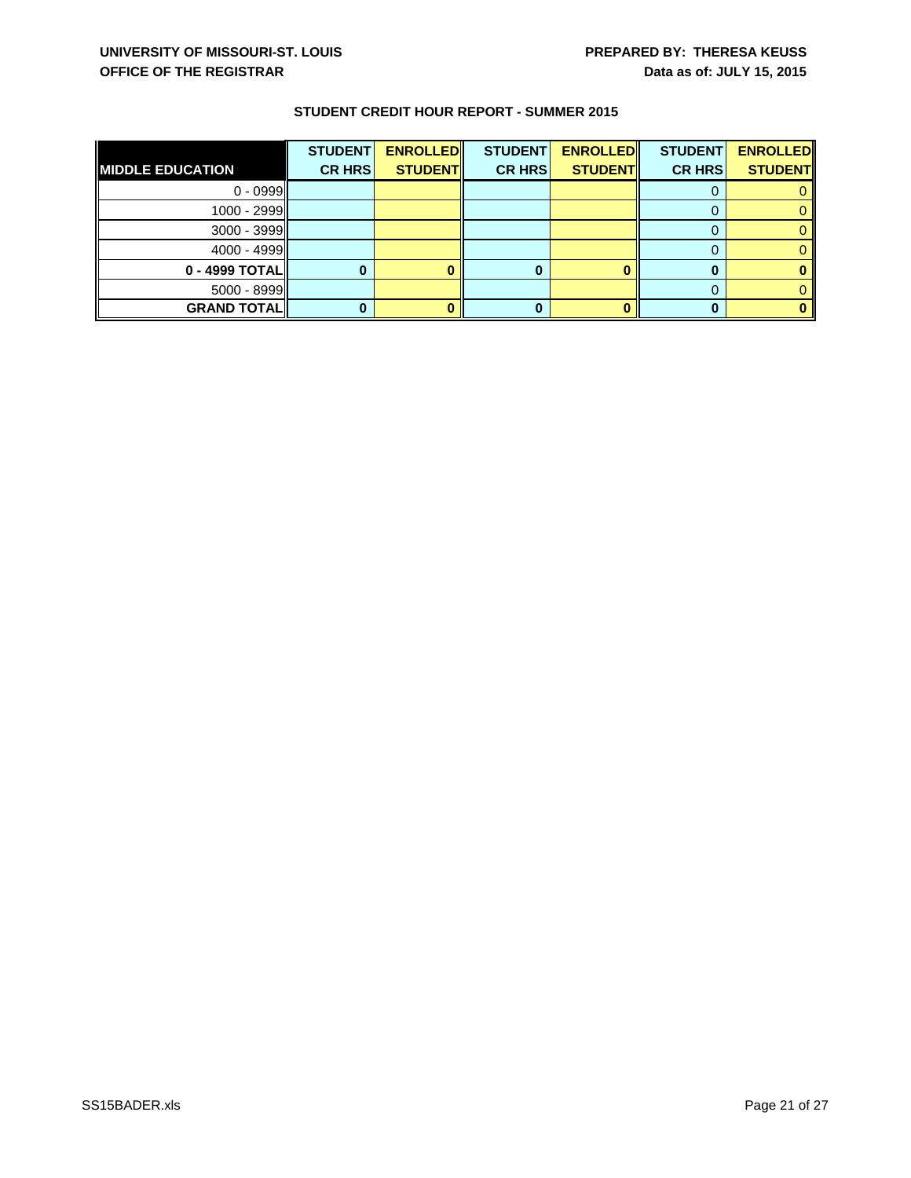UNIVERSITY OF MISSOURI-ST. LOUIS
OFFICE OF THE REGISTRAR

PREPARED BY: THERESA KEUSS
Data as of: JULY 15, 2015

## STUDENT CREDIT HOUR REPORT - SUMMER 2015

| MIDDLE EDUCATION | STUDENT CR HRS | ENROLLED STUDENT | STUDENT CR HRS | ENROLLED STUDENT | STUDENT CR HRS | ENROLLED STUDENT |
|---|---|---|---|---|---|---|
| 0 - 0999 | | | | | 0 | 0 |
| 1000 - 2999 | | | | | 0 | 0 |
| 3000 - 3999 | | | | | 0 | 0 |
| 4000 - 4999 | | | | | 0 | 0 |
| **0 - 4999 TOTAL** | **0** | **0** | **0** | **0** | **0** | **0** |
| 5000 - 8999 | | | | | 0 | 0 |
| **GRAND TOTAL** | **0** | **0** | **0** | **0** | **0** | **0** |

SS15BADER.xls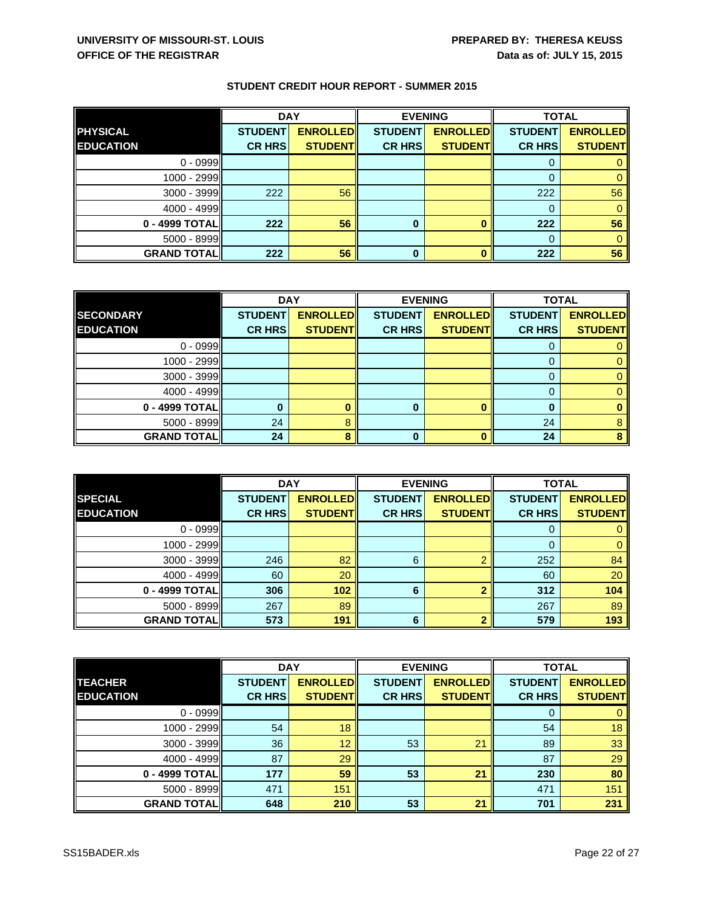UNIVERSITY OF MISSOURI-ST. LOUIS
OFFICE OF THE REGISTRAR

PREPARED BY: THERESA KEUSS
Data as of: JULY 15, 2015

## STUDENT CREDIT HOUR REPORT - SUMMER 2015

| | DAY | | EVENING | | TOTAL | |
|---|---|---|---|---|---|---|
| **PHYSICAL EDUCATION** | **STUDENT CR HRS** | **ENROLLED STUDENT** | **STUDENT CR HRS** | **ENROLLED STUDENT** | **STUDENT CR HRS** | **ENROLLED STUDENT** |
| 0 - 0999 | | | | | 0 | 0 |
| 1000 - 2999 | | | | | 0 | 0 |
| 3000 - 3999 | 222 | 56 | | | 222 | 56 |
| 4000 - 4999 | | | | | 0 | 0 |
| **0 - 4999 TOTAL** | **222** | **56** | **0** | **0** | **222** | **56** |
| 5000 - 8999 | | | | | 0 | 0 |
| **GRAND TOTAL** | **222** | **56** | **0** | **0** | **222** | **56** |

| | DAY | | EVENING | | TOTAL | |
|---|---|---|---|---|---|---|
| **SECONDARY EDUCATION** | **STUDENT CR HRS** | **ENROLLED STUDENT** | **STUDENT CR HRS** | **ENROLLED STUDENT** | **STUDENT CR HRS** | **ENROLLED STUDENT** |
| 0 - 0999 | | | | | 0 | 0 |
| 1000 - 2999 | | | | | 0 | 0 |
| 3000 - 3999 | | | | | 0 | 0 |
| 4000 - 4999 | | | | | 0 | 0 |
| **0 - 4999 TOTAL** | **0** | **0** | **0** | **0** | **0** | **0** |
| 5000 - 8999 | 24 | 8 | | | 24 | 8 |
| **GRAND TOTAL** | **24** | **8** | **0** | **0** | **24** | **8** |

| | DAY | | EVENING | | TOTAL | |
|---|---|---|---|---|---|---|
| **SPECIAL EDUCATION** | **STUDENT CR HRS** | **ENROLLED STUDENT** | **STUDENT CR HRS** | **ENROLLED STUDENT** | **STUDENT CR HRS** | **ENROLLED STUDENT** |
| 0 - 0999 | | | | | 0 | 0 |
| 1000 - 2999 | | | | | 0 | 0 |
| 3000 - 3999 | 246 | 82 | 6 | 2 | 252 | 84 |
| 4000 - 4999 | 60 | 20 | | | 60 | 20 |
| **0 - 4999 TOTAL** | **306** | **102** | **6** | **2** | **312** | **104** |
| 5000 - 8999 | 267 | 89 | | | 267 | 89 |
| **GRAND TOTAL** | **573** | **191** | **6** | **2** | **579** | **193** |

| | DAY | | EVENING | | TOTAL | |
|---|---|---|---|---|---|---|
| **TEACHER EDUCATION** | **STUDENT CR HRS** | **ENROLLED STUDENT** | **STUDENT CR HRS** | **ENROLLED STUDENT** | **STUDENT CR HRS** | **ENROLLED STUDENT** |
| 0 - 0999 | | | | | 0 | 0 |
| 1000 - 2999 | 54 | 18 | | | 54 | 18 |
| 3000 - 3999 | 36 | 12 | 53 | 21 | 89 | 33 |
| 4000 - 4999 | 87 | 29 | | | 87 | 29 |
| **0 - 4999 TOTAL** | **177** | **59** | **53** | **21** | **230** | **80** |
| 5000 - 8999 | 471 | 151 | | | 471 | 151 |
| **GRAND TOTAL** | **648** | **210** | **53** | **21** | **701** | **231** |

SS15BADER.xls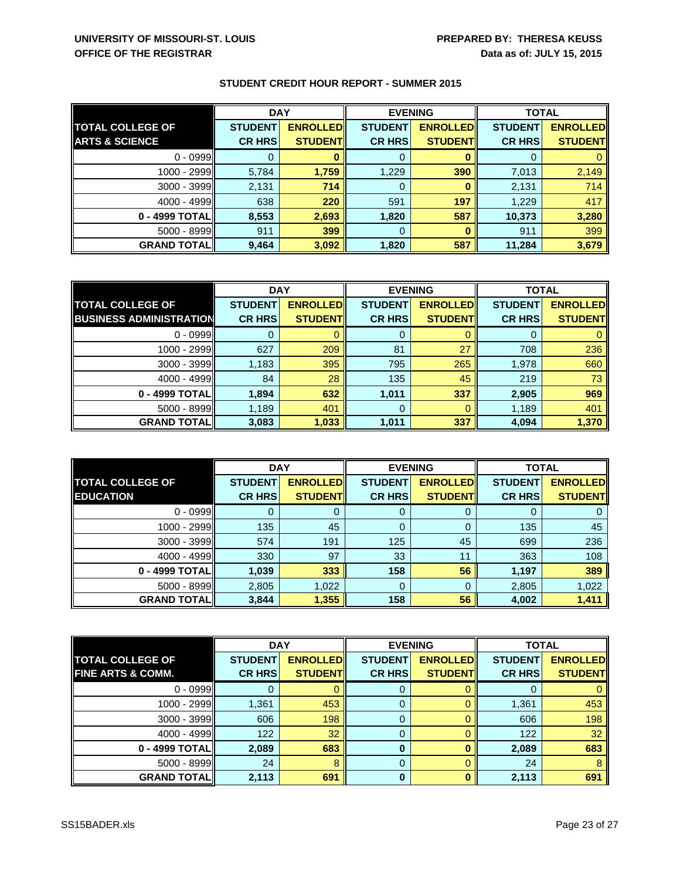UNIVERSITY OF MISSOURI-ST. LOUIS
OFFICE OF THE REGISTRAR

PREPARED BY: THERESA KEUSS
Data as of: JULY 15, 2015

## STUDENT CREDIT HOUR REPORT - SUMMER 2015

| TOTAL COLLEGE OF ARTS & SCIENCE | DAY | | EVENING | | TOTAL | |
|---|---|---|---|---|---|---|
| | STUDENT CR HRS | ENROLLED STUDENT | STUDENT CR HRS | ENROLLED STUDENT | STUDENT CR HRS | ENROLLED STUDENT |
| 0 - 0999 | 0 | 0 | 0 | 0 | 0 | 0 |
| 1000 - 2999 | 5,784 | 1,759 | 1,229 | 390 | 7,013 | 2,149 |
| 3000 - 3999 | 2,131 | 714 | 0 | 0 | 2,131 | 714 |
| 4000 - 4999 | 638 | 220 | 591 | 197 | 1,229 | 417 |
| 0 - 4999 TOTAL | 8,553 | 2,693 | 1,820 | 587 | 10,373 | 3,280 |
| 5000 - 8999 | 911 | 399 | 0 | 0 | 911 | 399 |
| GRAND TOTAL | 9,464 | 3,092 | 1,820 | 587 | 11,284 | 3,679 |

| TOTAL COLLEGE OF BUSINESS ADMINISTRATION | DAY | | EVENING | | TOTAL | |
|---|---|---|---|---|---|---|
| | STUDENT CR HRS | ENROLLED STUDENT | STUDENT CR HRS | ENROLLED STUDENT | STUDENT CR HRS | ENROLLED STUDENT |
| 0 - 0999 | 0 | 0 | 0 | 0 | 0 | 0 |
| 1000 - 2999 | 627 | 209 | 81 | 27 | 708 | 236 |
| 3000 - 3999 | 1,183 | 395 | 795 | 265 | 1,978 | 660 |
| 4000 - 4999 | 84 | 28 | 135 | 45 | 219 | 73 |
| 0 - 4999 TOTAL | 1,894 | 632 | 1,011 | 337 | 2,905 | 969 |
| 5000 - 8999 | 1,189 | 401 | 0 | 0 | 1,189 | 401 |
| GRAND TOTAL | 3,083 | 1,033 | 1,011 | 337 | 4,094 | 1,370 |

| TOTAL COLLEGE OF EDUCATION | DAY | | EVENING | | TOTAL | |
|---|---|---|---|---|---|---|
| | STUDENT CR HRS | ENROLLED STUDENT | STUDENT CR HRS | ENROLLED STUDENT | STUDENT CR HRS | ENROLLED STUDENT |
| 0 - 0999 | 0 | 0 | 0 | 0 | 0 | 0 |
| 1000 - 2999 | 135 | 45 | 0 | 0 | 135 | 45 |
| 3000 - 3999 | 574 | 191 | 125 | 45 | 699 | 236 |
| 4000 - 4999 | 330 | 97 | 33 | 11 | 363 | 108 |
| 0 - 4999 TOTAL | 1,039 | 333 | 158 | 56 | 1,197 | 389 |
| 5000 - 8999 | 2,805 | 1,022 | 0 | 0 | 2,805 | 1,022 |
| GRAND TOTAL | 3,844 | 1,355 | 158 | 56 | 4,002 | 1,411 |

| TOTAL COLLEGE OF FINE ARTS & COMM. | DAY | | EVENING | | TOTAL | |
|---|---|---|---|---|---|---|
| | STUDENT CR HRS | ENROLLED STUDENT | STUDENT CR HRS | ENROLLED STUDENT | STUDENT CR HRS | ENROLLED STUDENT |
| 0 - 0999 | 0 | 0 | 0 | 0 | 0 | 0 |
| 1000 - 2999 | 1,361 | 453 | 0 | 0 | 1,361 | 453 |
| 3000 - 3999 | 606 | 198 | 0 | 0 | 606 | 198 |
| 4000 - 4999 | 122 | 32 | 0 | 0 | 122 | 32 |
| 0 - 4999 TOTAL | 2,089 | 683 | 0 | 0 | 2,089 | 683 |
| 5000 - 8999 | 24 | 8 | 0 | 0 | 24 | 8 |
| GRAND TOTAL | 2,113 | 691 | 0 | 0 | 2,113 | 691 |

SS15BADER.xls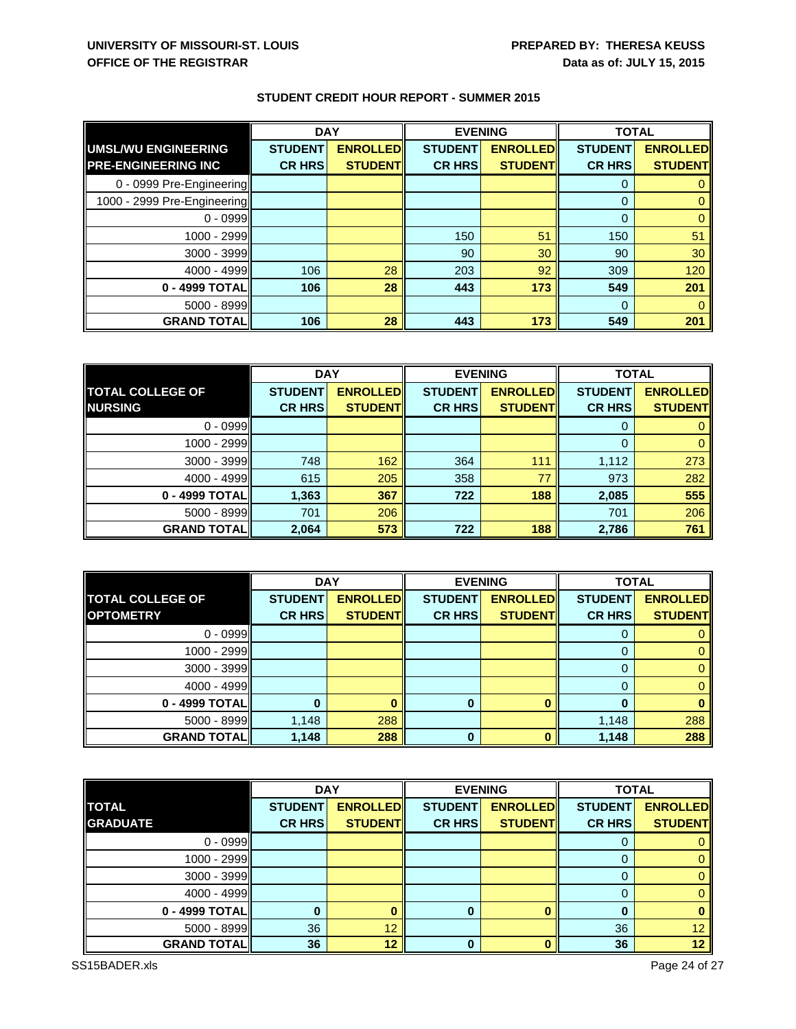**UNIVERSITY OF MISSOURI-ST. LOUIS**
**OFFICE OF THE REGISTRAR**

**PREPARED BY: THERESA KEUSS**
**Data as of: JULY 15, 2015**

## STUDENT CREDIT HOUR REPORT - SUMMER 2015

| UMSL/WU ENGINEERING PRE-ENGINEERING INC | DAY | | EVENING | | TOTAL | |
|---|---|---|---|---|---|---|
| | STUDENT CR HRS | ENROLLED STUDENT | STUDENT CR HRS | ENROLLED STUDENT | STUDENT CR HRS | ENROLLED STUDENT |
| 0 - 0999 Pre-Engineering | | | | | 0 | 0 |
| 1000 - 2999 Pre-Engineering | | | | | 0 | 0 |
| 0 - 0999 | | | | | 0 | 0 |
| 1000 - 2999 | | | 150 | 51 | 150 | 51 |
| 3000 - 3999 | | | 90 | 30 | 90 | 30 |
| 4000 - 4999 | 106 | 28 | 203 | 92 | 309 | 120 |
| **0 - 4999 TOTAL** | **106** | **28** | **443** | **173** | **549** | **201** |
| 5000 - 8999 | | | | | 0 | 0 |
| **GRAND TOTAL** | **106** | **28** | **443** | **173** | **549** | **201** |

| TOTAL COLLEGE OF NURSING | DAY | | EVENING | | TOTAL | |
|---|---|---|---|---|---|---|
| | STUDENT CR HRS | ENROLLED STUDENT | STUDENT CR HRS | ENROLLED STUDENT | STUDENT CR HRS | ENROLLED STUDENT |
| 0 - 0999 | | | | | 0 | 0 |
| 1000 - 2999 | | | | | 0 | 0 |
| 3000 - 3999 | 748 | 162 | 364 | 111 | 1,112 | 273 |
| 4000 - 4999 | 615 | 205 | 358 | 77 | 973 | 282 |
| **0 - 4999 TOTAL** | **1,363** | **367** | **722** | **188** | **2,085** | **555** |
| 5000 - 8999 | 701 | 206 | | | 701 | 206 |
| **GRAND TOTAL** | **2,064** | **573** | **722** | **188** | **2,786** | **761** |

| TOTAL COLLEGE OF OPTOMETRY | DAY | | EVENING | | TOTAL | |
|---|---|---|---|---|---|---|
| | STUDENT CR HRS | ENROLLED STUDENT | STUDENT CR HRS | ENROLLED STUDENT | STUDENT CR HRS | ENROLLED STUDENT |
| 0 - 0999 | | | | | 0 | 0 |
| 1000 - 2999 | | | | | 0 | 0 |
| 3000 - 3999 | | | | | 0 | 0 |
| 4000 - 4999 | | | | | 0 | 0 |
| **0 - 4999 TOTAL** | **0** | **0** | **0** | **0** | **0** | **0** |
| 5000 - 8999 | 1,148 | 288 | | | 1,148 | 288 |
| **GRAND TOTAL** | **1,148** | **288** | **0** | **0** | **1,148** | **288** |

| TOTAL GRADUATE | DAY | | EVENING | | TOTAL | |
|---|---|---|---|---|---|---|
| | STUDENT CR HRS | ENROLLED STUDENT | STUDENT CR HRS | ENROLLED STUDENT | STUDENT CR HRS | ENROLLED STUDENT |
| 0 - 0999 | | | | | 0 | 0 |
| 1000 - 2999 | | | | | 0 | 0 |
| 3000 - 3999 | | | | | 0 | 0 |
| 4000 - 4999 | | | | | 0 | 0 |
| **0 - 4999 TOTAL** | **0** | **0** | **0** | **0** | **0** | **0** |
| 5000 - 8999 | 36 | 12 | | | 36 | 12 |
| **GRAND TOTAL** | **36** | **12** | **0** | **0** | **36** | **12** |

SS15BADER.xls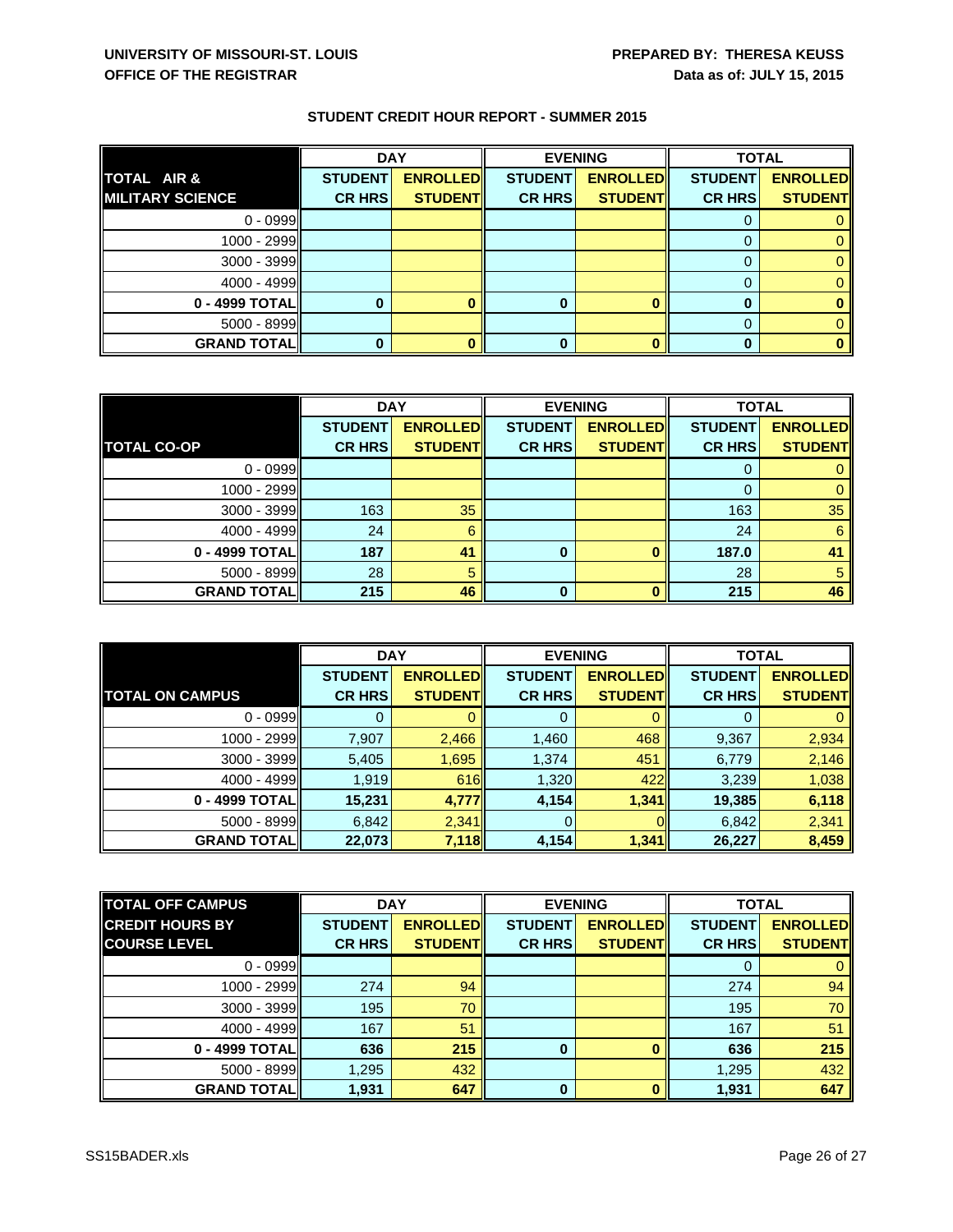UNIVERSITY OF MISSOURI-ST. LOUIS
OFFICE OF THE REGISTRAR

PREPARED BY: THERESA KEUSS
Data as of: JULY 15, 2015

## STUDENT CREDIT HOUR REPORT - SUMMER 2015

| TOTAL AIR & MILITARY SCIENCE | DAY | | EVENING | | TOTAL | |
|---|---|---|---|---|---|---|
| | STUDENT CR HRS | ENROLLED STUDENT | STUDENT CR HRS | ENROLLED STUDENT | STUDENT CR HRS | ENROLLED STUDENT |
| 0 - 0999 | | | | | 0 | 0 |
| 1000 - 2999 | | | | | 0 | 0 |
| 3000 - 3999 | | | | | 0 | 0 |
| 4000 - 4999 | | | | | 0 | 0 |
| 0 - 4999 TOTAL | 0 | 0 | 0 | 0 | 0 | 0 |
| 5000 - 8999 | | | | | 0 | 0 |
| GRAND TOTAL | 0 | 0 | 0 | 0 | 0 | 0 |

| TOTAL CO-OP | DAY | | EVENING | | TOTAL | |
|---|---|---|---|---|---|---|
| | STUDENT CR HRS | ENROLLED STUDENT | STUDENT CR HRS | ENROLLED STUDENT | STUDENT CR HRS | ENROLLED STUDENT |
| 0 - 0999 | | | | | 0 | 0 |
| 1000 - 2999 | | | | | 0 | 0 |
| 3000 - 3999 | 163 | 35 | | | 163 | 35 |
| 4000 - 4999 | 24 | 6 | | | 24 | 6 |
| 0 - 4999 TOTAL | 187 | 41 | 0 | 0 | 187.0 | 41 |
| 5000 - 8999 | 28 | 5 | | | 28 | 5 |
| GRAND TOTAL | 215 | 46 | 0 | 0 | 215 | 46 |

| TOTAL ON CAMPUS | DAY | | EVENING | | TOTAL | |
|---|---|---|---|---|---|---|
| | STUDENT CR HRS | ENROLLED STUDENT | STUDENT CR HRS | ENROLLED STUDENT | STUDENT CR HRS | ENROLLED STUDENT |
| 0 - 0999 | 0 | 0 | 0 | 0 | 0 | 0 |
| 1000 - 2999 | 7,907 | 2,466 | 1,460 | 468 | 9,367 | 2,934 |
| 3000 - 3999 | 5,405 | 1,695 | 1,374 | 451 | 6,779 | 2,146 |
| 4000 - 4999 | 1,919 | 616 | 1,320 | 422 | 3,239 | 1,038 |
| 0 - 4999 TOTAL | 15,231 | 4,777 | 4,154 | 1,341 | 19,385 | 6,118 |
| 5000 - 8999 | 6,842 | 2,341 | 0 | 0 | 6,842 | 2,341 |
| GRAND TOTAL | 22,073 | 7,118 | 4,154 | 1,341 | 26,227 | 8,459 |

| TOTAL OFF CAMPUS CREDIT HOURS BY COURSE LEVEL | DAY | | EVENING | | TOTAL | |
|---|---|---|---|---|---|---|
| | STUDENT CR HRS | ENROLLED STUDENT | STUDENT CR HRS | ENROLLED STUDENT | STUDENT CR HRS | ENROLLED STUDENT |
| 0 - 0999 | | | | | 0 | 0 |
| 1000 - 2999 | 274 | 94 | | | 274 | 94 |
| 3000 - 3999 | 195 | 70 | | | 195 | 70 |
| 4000 - 4999 | 167 | 51 | | | 167 | 51 |
| 0 - 4999 TOTAL | 636 | 215 | 0 | 0 | 636 | 215 |
| 5000 - 8999 | 1,295 | 432 | | | 1,295 | 432 |
| GRAND TOTAL | 1,931 | 647 | 0 | 0 | 1,931 | 647 |

SS15BADER.xls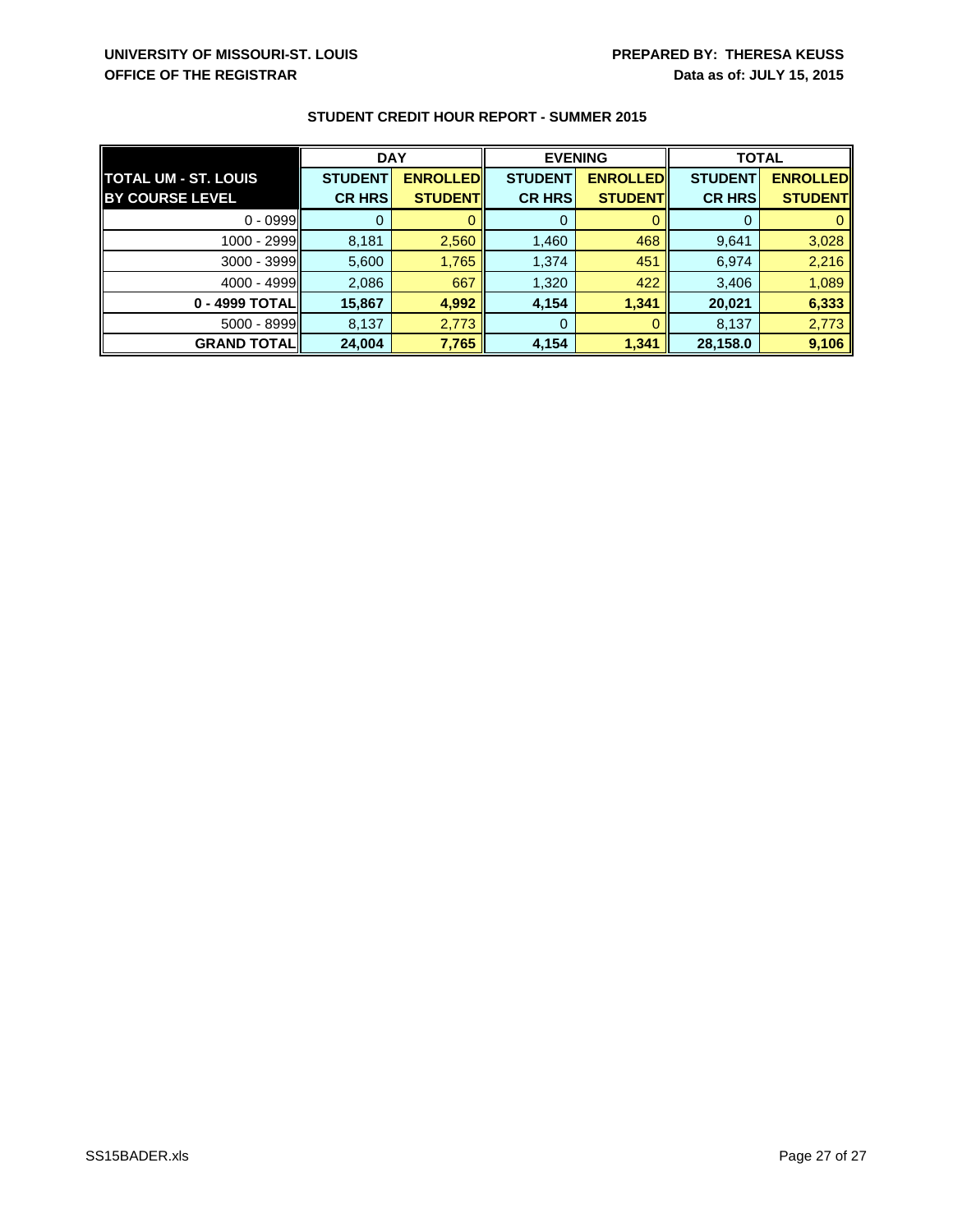UNIVERSITY OF MISSOURI-ST. LOUIS
OFFICE OF THE REGISTRAR

PREPARED BY: THERESA KEUSS
Data as of: JULY 15, 2015

## STUDENT CREDIT HOUR REPORT - SUMMER 2015

| TOTAL UM - ST. LOUIS BY COURSE LEVEL | DAY | | EVENING | | TOTAL | |
|---|---|---|---|---|---|---|
| | STUDENT CR HRS | ENROLLED STUDENT | STUDENT CR HRS | ENROLLED STUDENT | STUDENT CR HRS | ENROLLED STUDENT |
| 0 - 0999 | 0 | 0 | 0 | 0 | 0 | 0 |
| 1000 - 2999 | 8,181 | 2,560 | 1,460 | 468 | 9,641 | 3,028 |
| 3000 - 3999 | 5,600 | 1,765 | 1,374 | 451 | 6,974 | 2,216 |
| 4000 - 4999 | 2,086 | 667 | 1,320 | 422 | 3,406 | 1,089 |
| **0 - 4999 TOTAL** | **15,867** | **4,992** | **4,154** | **1,341** | **20,021** | **6,333** |
| 5000 - 8999 | 8,137 | 2,773 | 0 | 0 | 8,137 | 2,773 |
| **GRAND TOTAL** | **24,004** | **7,765** | **4,154** | **1,341** | **28,158.0** | **9,106** |

SS15BADER.xls